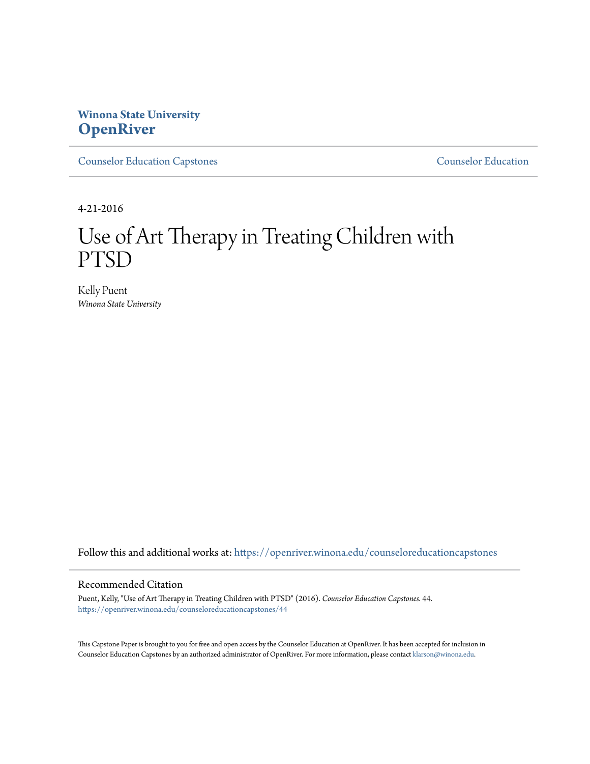**Winona State University**
**OpenRiver**

Counselor Education Capstones | Counselor Education

4-21-2016

# Use of Art Therapy in Treating Children with PTSD

Kelly Puent
*Winona State University*

Follow this and additional works at: https://openriver.winona.edu/counseloreducationcapstones

## Recommended Citation

Puent, Kelly, "Use of Art Therapy in Treating Children with PTSD" (2016). *Counselor Education Capstones*. 44.
https://openriver.winona.edu/counseloreducationcapstones/44

This Capstone Paper is brought to you for free and open access by the Counselor Education at OpenRiver. It has been accepted for inclusion in Counselor Education Capstones by an authorized administrator of OpenRiver. For more information, please contact klarson@winona.edu.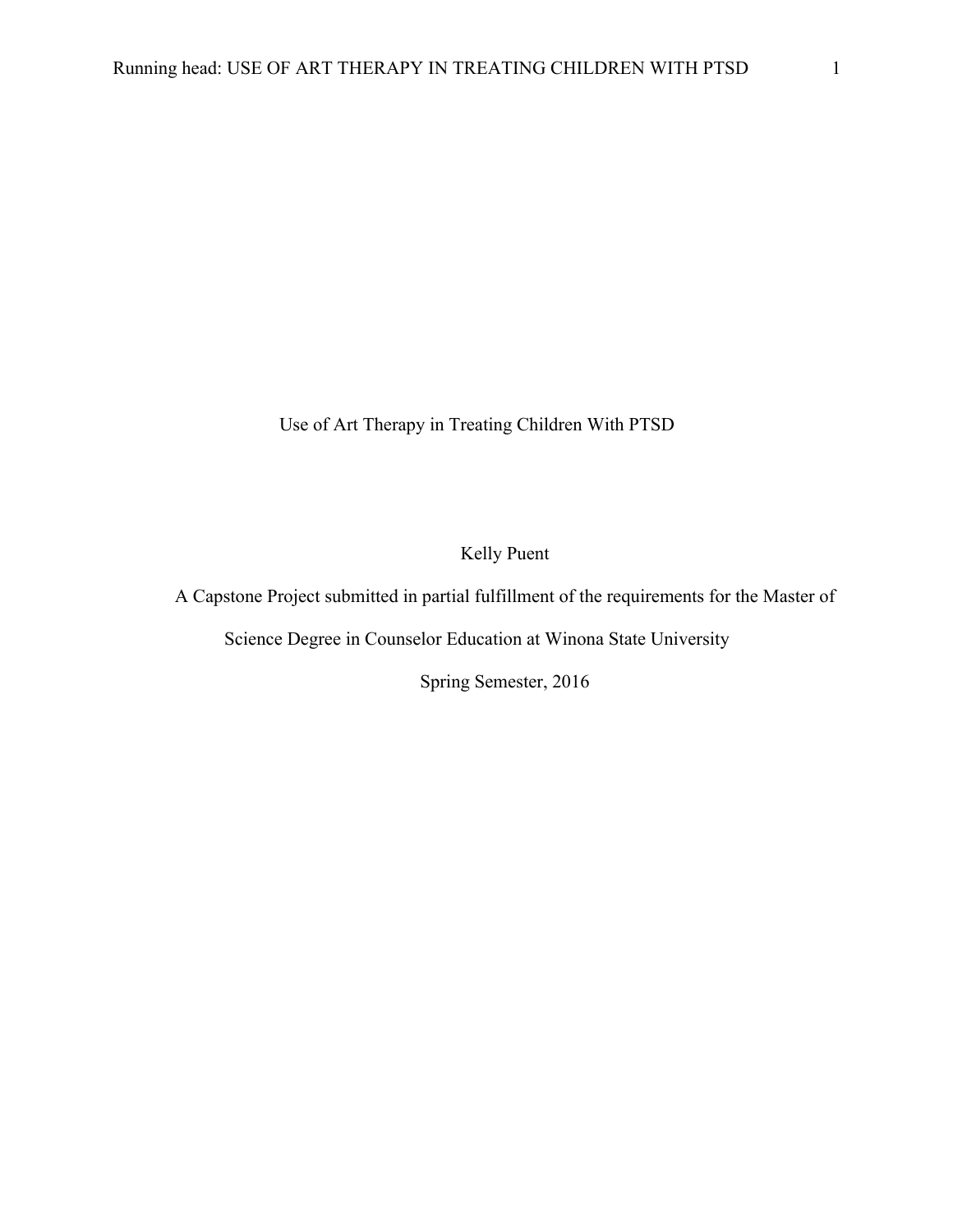# Use of Art Therapy in Treating Children With PTSD

Kelly Puent

A Capstone Project submitted in partial fulfillment of the requirements for the Master of Science Degree in Counselor Education at Winona State University

Spring Semester, 2016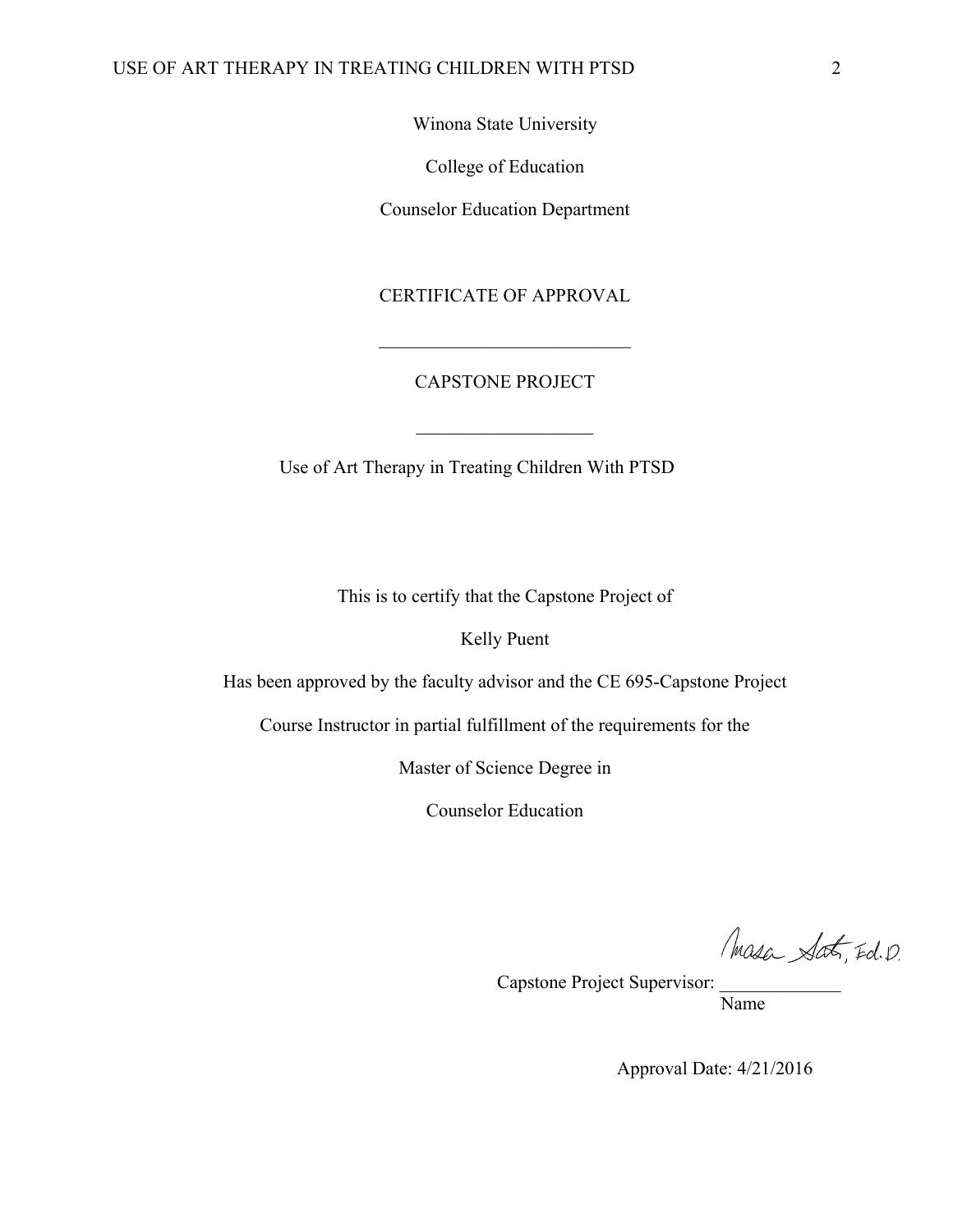Winona State University

College of Education

Counselor Education Department

CERTIFICATE OF APPROVAL

___________________________

CAPSTONE PROJECT

___________________

Use of Art Therapy in Treating Children With PTSD

This is to certify that the Capstone Project of

Kelly Puent

Has been approved by the faculty advisor and the CE 695-Capstone Project

Course Instructor in partial fulfillment of the requirements for the

Master of Science Degree in

Counselor Education

Masa Sato, Ed.D.

Capstone Project Supervisor: _____________
Name

Approval Date: 4/21/2016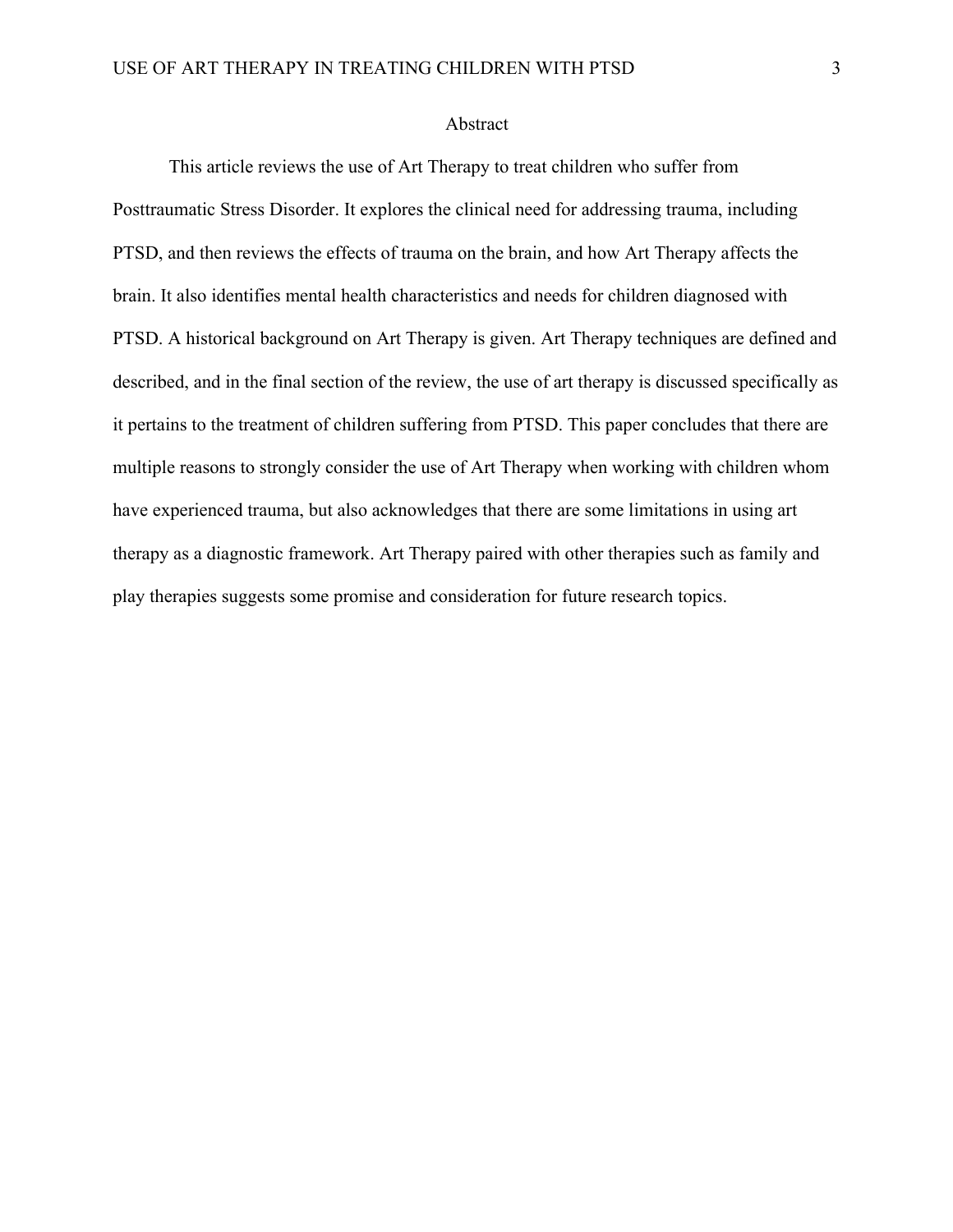## Abstract

This article reviews the use of Art Therapy to treat children who suffer from Posttraumatic Stress Disorder. It explores the clinical need for addressing trauma, including PTSD, and then reviews the effects of trauma on the brain, and how Art Therapy affects the brain. It also identifies mental health characteristics and needs for children diagnosed with PTSD. A historical background on Art Therapy is given. Art Therapy techniques are defined and described, and in the final section of the review, the use of art therapy is discussed specifically as it pertains to the treatment of children suffering from PTSD. This paper concludes that there are multiple reasons to strongly consider the use of Art Therapy when working with children whom have experienced trauma, but also acknowledges that there are some limitations in using art therapy as a diagnostic framework. Art Therapy paired with other therapies such as family and play therapies suggests some promise and consideration for future research topics.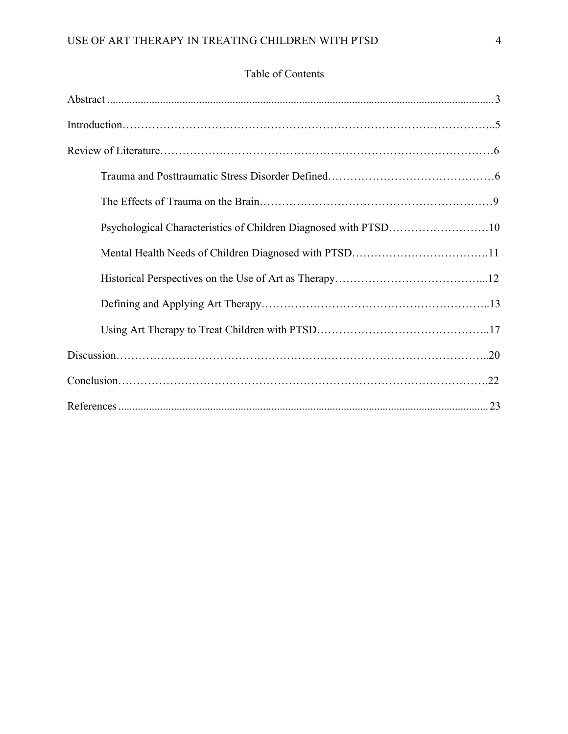# Table of Contents

Abstract ........................................................................................................................................ 3

Introduction……………………………………………………………………………………..5

Review of Literature……………………………………………………………………………6

- Trauma and Posttraumatic Stress Disorder Defined………………………………………6
- The Effects of Trauma on the Brain………………………………………………………9
- Psychological Characteristics of Children Diagnosed with PTSD………………………10
- Mental Health Needs of Children Diagnosed with PTSD……………………………….11
- Historical Perspectives on the Use of Art as Therapy…………………………………...12
- Defining and Applying Art Therapy……………………………………………………..13
- Using Art Therapy to Treat Children with PTSD………………………………………..17

Discussion……………………………………………………………………………………..20

Conclusion…………………………………………………………………………………….22

References .................................................................................................................................. 23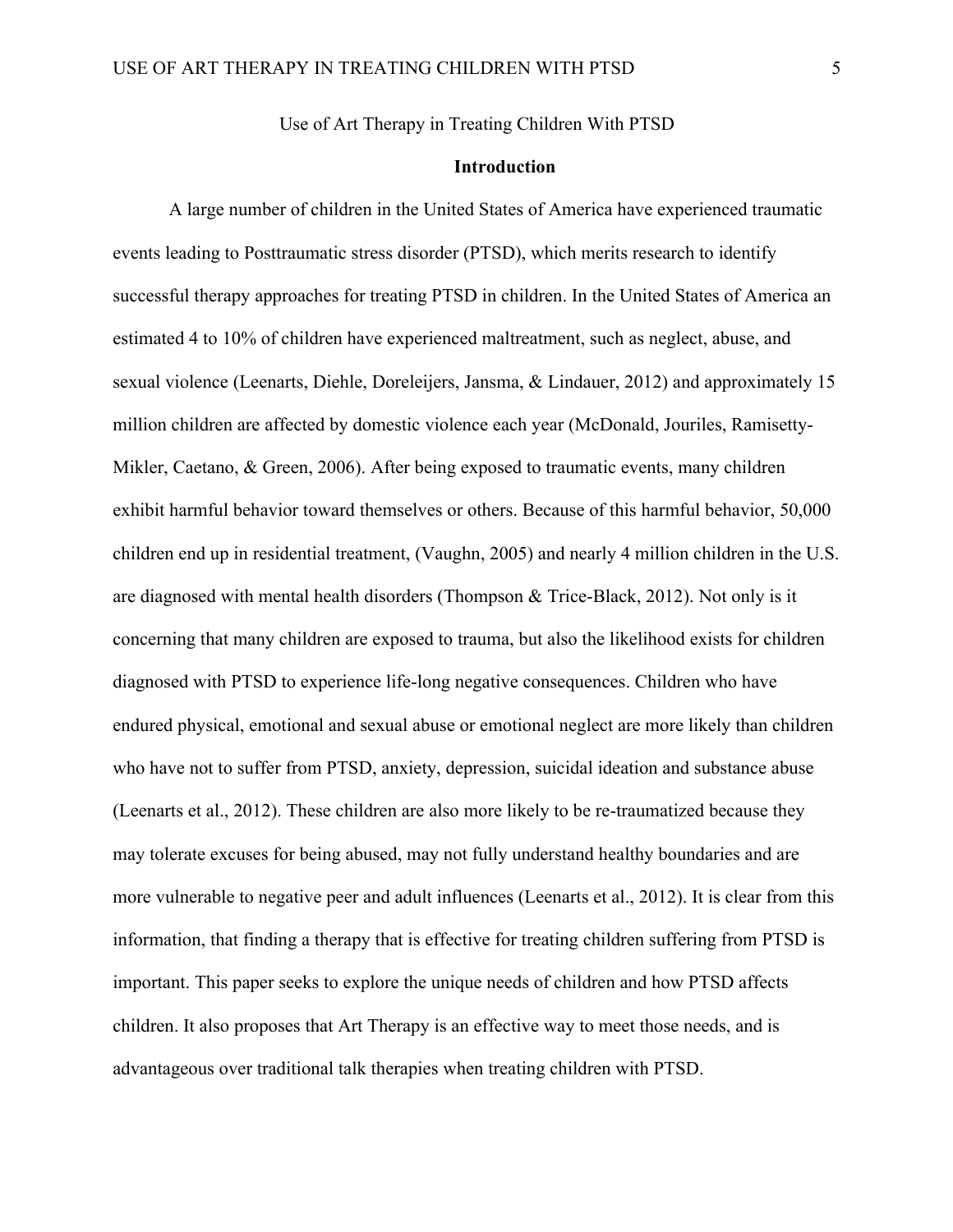Use of Art Therapy in Treating Children With PTSD

## Introduction

A large number of children in the United States of America have experienced traumatic events leading to Posttraumatic stress disorder (PTSD), which merits research to identify successful therapy approaches for treating PTSD in children. In the United States of America an estimated 4 to 10% of children have experienced maltreatment, such as neglect, abuse, and sexual violence (Leenarts, Diehle, Doreleijers, Jansma, & Lindauer, 2012) and approximately 15 million children are affected by domestic violence each year (McDonald, Jouriles, Ramisetty-Mikler, Caetano, & Green, 2006). After being exposed to traumatic events, many children exhibit harmful behavior toward themselves or others. Because of this harmful behavior, 50,000 children end up in residential treatment, (Vaughn, 2005) and nearly 4 million children in the U.S. are diagnosed with mental health disorders (Thompson & Trice-Black, 2012). Not only is it concerning that many children are exposed to trauma, but also the likelihood exists for children diagnosed with PTSD to experience life-long negative consequences. Children who have endured physical, emotional and sexual abuse or emotional neglect are more likely than children who have not to suffer from PTSD, anxiety, depression, suicidal ideation and substance abuse (Leenarts et al., 2012). These children are also more likely to be re-traumatized because they may tolerate excuses for being abused, may not fully understand healthy boundaries and are more vulnerable to negative peer and adult influences (Leenarts et al., 2012). It is clear from this information, that finding a therapy that is effective for treating children suffering from PTSD is important. This paper seeks to explore the unique needs of children and how PTSD affects children. It also proposes that Art Therapy is an effective way to meet those needs, and is advantageous over traditional talk therapies when treating children with PTSD.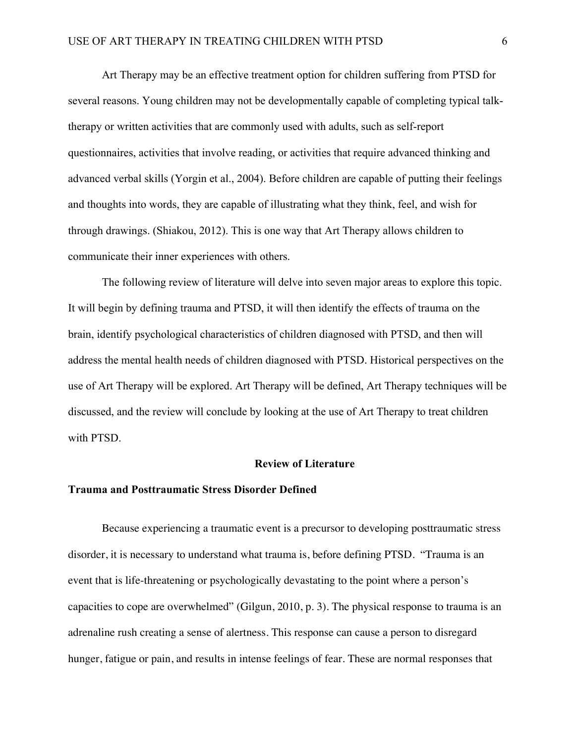Art Therapy may be an effective treatment option for children suffering from PTSD for several reasons. Young children may not be developmentally capable of completing typical talk-therapy or written activities that are commonly used with adults, such as self-report questionnaires, activities that involve reading, or activities that require advanced thinking and advanced verbal skills (Yorgin et al., 2004). Before children are capable of putting their feelings and thoughts into words, they are capable of illustrating what they think, feel, and wish for through drawings. (Shiakou, 2012). This is one way that Art Therapy allows children to communicate their inner experiences with others.

The following review of literature will delve into seven major areas to explore this topic. It will begin by defining trauma and PTSD, it will then identify the effects of trauma on the brain, identify psychological characteristics of children diagnosed with PTSD, and then will address the mental health needs of children diagnosed with PTSD. Historical perspectives on the use of Art Therapy will be explored. Art Therapy will be defined, Art Therapy techniques will be discussed, and the review will conclude by looking at the use of Art Therapy to treat children with PTSD.

## Review of Literature

### Trauma and Posttraumatic Stress Disorder Defined

Because experiencing a traumatic event is a precursor to developing posttraumatic stress disorder, it is necessary to understand what trauma is, before defining PTSD. "Trauma is an event that is life-threatening or psychologically devastating to the point where a person's capacities to cope are overwhelmed" (Gilgun, 2010, p. 3). The physical response to trauma is an adrenaline rush creating a sense of alertness. This response can cause a person to disregard hunger, fatigue or pain, and results in intense feelings of fear. These are normal responses that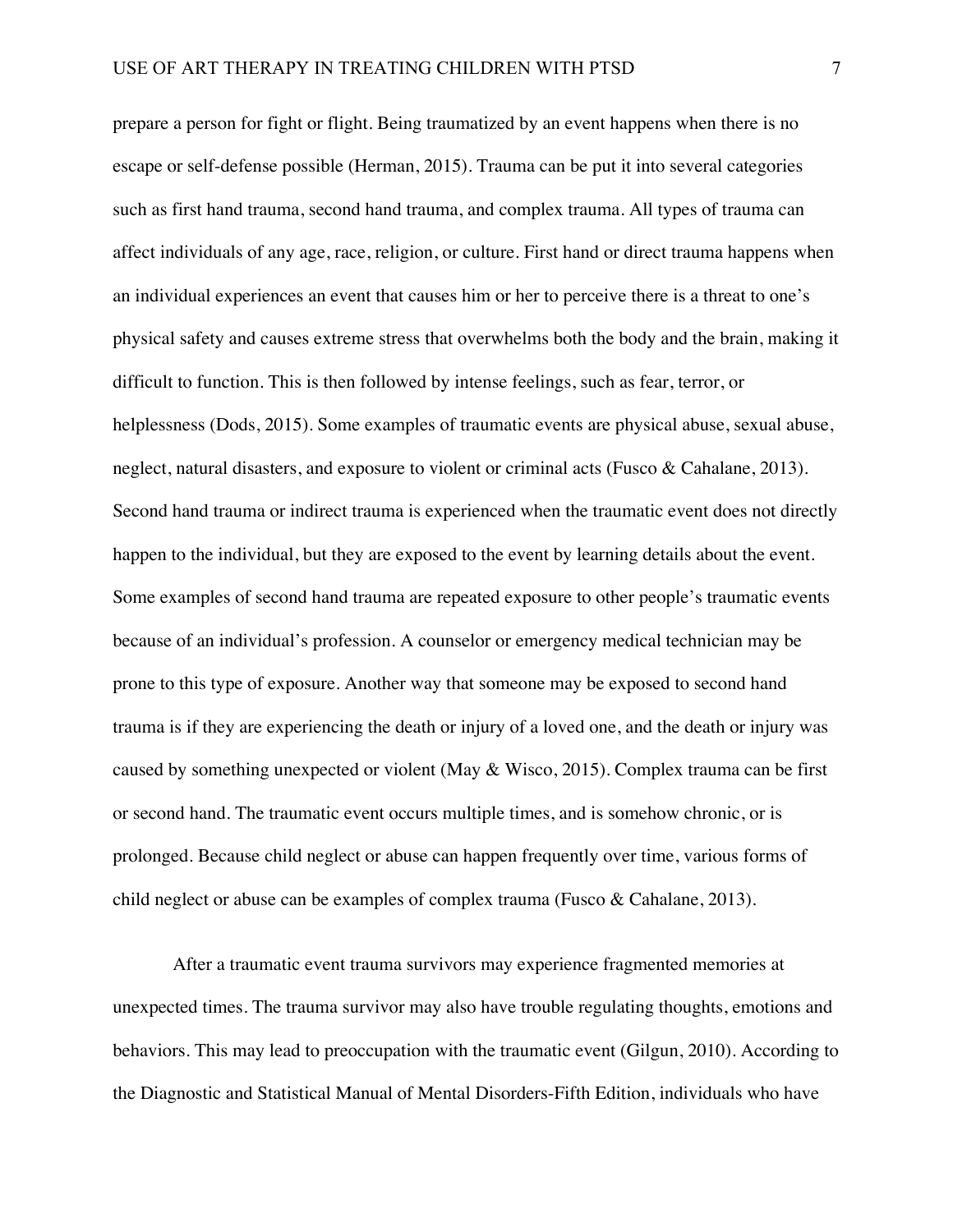prepare a person for fight or flight. Being traumatized by an event happens when there is no escape or self-defense possible (Herman, 2015). Trauma can be put it into several categories such as first hand trauma, second hand trauma, and complex trauma. All types of trauma can affect individuals of any age, race, religion, or culture. First hand or direct trauma happens when an individual experiences an event that causes him or her to perceive there is a threat to one's physical safety and causes extreme stress that overwhelms both the body and the brain, making it difficult to function. This is then followed by intense feelings, such as fear, terror, or helplessness (Dods, 2015). Some examples of traumatic events are physical abuse, sexual abuse, neglect, natural disasters, and exposure to violent or criminal acts (Fusco & Cahalane, 2013). Second hand trauma or indirect trauma is experienced when the traumatic event does not directly happen to the individual, but they are exposed to the event by learning details about the event. Some examples of second hand trauma are repeated exposure to other people's traumatic events because of an individual's profession. A counselor or emergency medical technician may be prone to this type of exposure. Another way that someone may be exposed to second hand trauma is if they are experiencing the death or injury of a loved one, and the death or injury was caused by something unexpected or violent (May & Wisco, 2015). Complex trauma can be first or second hand. The traumatic event occurs multiple times, and is somehow chronic, or is prolonged. Because child neglect or abuse can happen frequently over time, various forms of child neglect or abuse can be examples of complex trauma (Fusco & Cahalane, 2013).

After a traumatic event trauma survivors may experience fragmented memories at unexpected times. The trauma survivor may also have trouble regulating thoughts, emotions and behaviors. This may lead to preoccupation with the traumatic event (Gilgun, 2010). According to the Diagnostic and Statistical Manual of Mental Disorders-Fifth Edition, individuals who have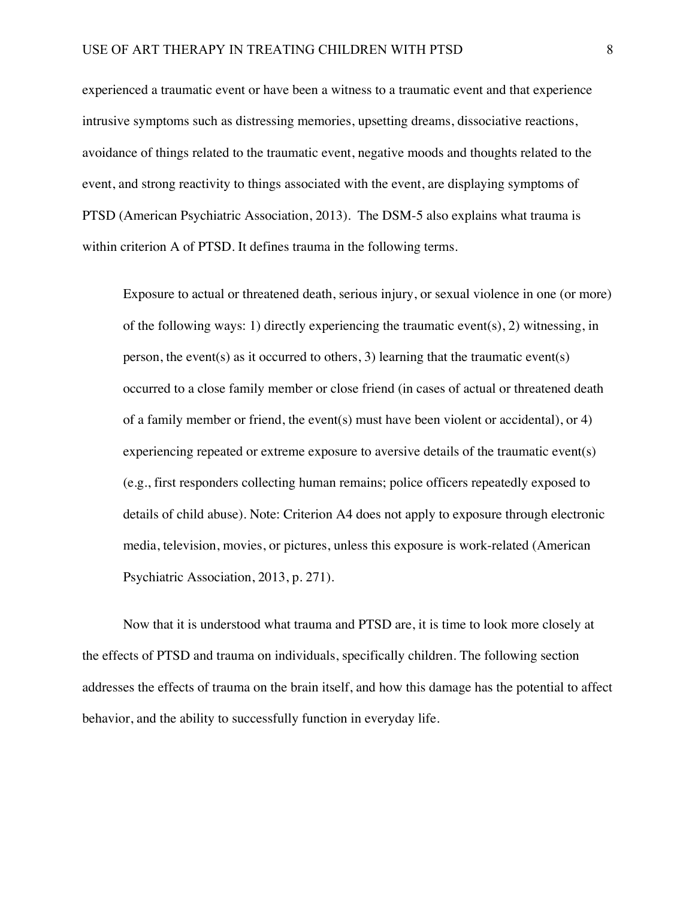experienced a traumatic event or have been a witness to a traumatic event and that experience intrusive symptoms such as distressing memories, upsetting dreams, dissociative reactions, avoidance of things related to the traumatic event, negative moods and thoughts related to the event, and strong reactivity to things associated with the event, are displaying symptoms of PTSD (American Psychiatric Association, 2013). The DSM-5 also explains what trauma is within criterion A of PTSD. It defines trauma in the following terms.

> Exposure to actual or threatened death, serious injury, or sexual violence in one (or more) of the following ways: 1) directly experiencing the traumatic event(s), 2) witnessing, in person, the event(s) as it occurred to others, 3) learning that the traumatic event(s) occurred to a close family member or close friend (in cases of actual or threatened death of a family member or friend, the event(s) must have been violent or accidental), or 4) experiencing repeated or extreme exposure to aversive details of the traumatic event(s) (e.g., first responders collecting human remains; police officers repeatedly exposed to details of child abuse). Note: Criterion A4 does not apply to exposure through electronic media, television, movies, or pictures, unless this exposure is work-related (American Psychiatric Association, 2013, p. 271).

Now that it is understood what trauma and PTSD are, it is time to look more closely at the effects of PTSD and trauma on individuals, specifically children. The following section addresses the effects of trauma on the brain itself, and how this damage has the potential to affect behavior, and the ability to successfully function in everyday life.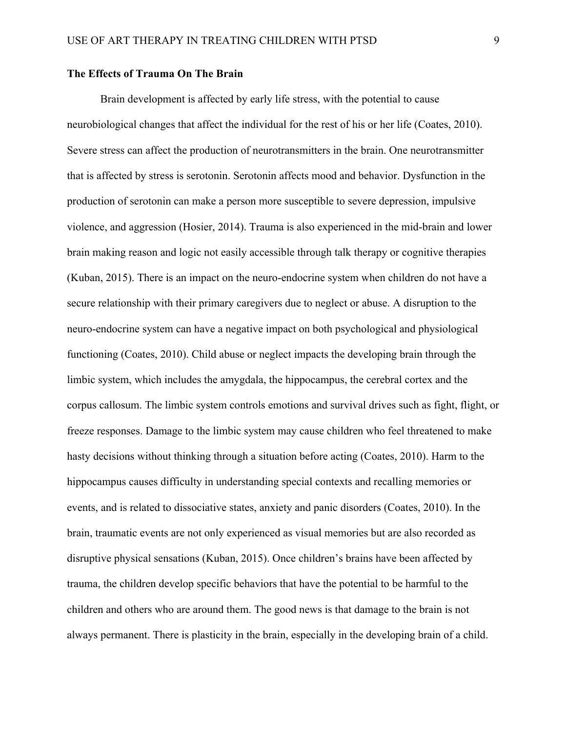**The Effects of Trauma On The Brain**

Brain development is affected by early life stress, with the potential to cause neurobiological changes that affect the individual for the rest of his or her life (Coates, 2010). Severe stress can affect the production of neurotransmitters in the brain. One neurotransmitter that is affected by stress is serotonin. Serotonin affects mood and behavior. Dysfunction in the production of serotonin can make a person more susceptible to severe depression, impulsive violence, and aggression (Hosier, 2014). Trauma is also experienced in the mid-brain and lower brain making reason and logic not easily accessible through talk therapy or cognitive therapies (Kuban, 2015). There is an impact on the neuro-endocrine system when children do not have a secure relationship with their primary caregivers due to neglect or abuse. A disruption to the neuro-endocrine system can have a negative impact on both psychological and physiological functioning (Coates, 2010). Child abuse or neglect impacts the developing brain through the limbic system, which includes the amygdala, the hippocampus, the cerebral cortex and the corpus callosum. The limbic system controls emotions and survival drives such as fight, flight, or freeze responses. Damage to the limbic system may cause children who feel threatened to make hasty decisions without thinking through a situation before acting (Coates, 2010). Harm to the hippocampus causes difficulty in understanding special contexts and recalling memories or events, and is related to dissociative states, anxiety and panic disorders (Coates, 2010). In the brain, traumatic events are not only experienced as visual memories but are also recorded as disruptive physical sensations (Kuban, 2015). Once children's brains have been affected by trauma, the children develop specific behaviors that have the potential to be harmful to the children and others who are around them. The good news is that damage to the brain is not always permanent. There is plasticity in the brain, especially in the developing brain of a child.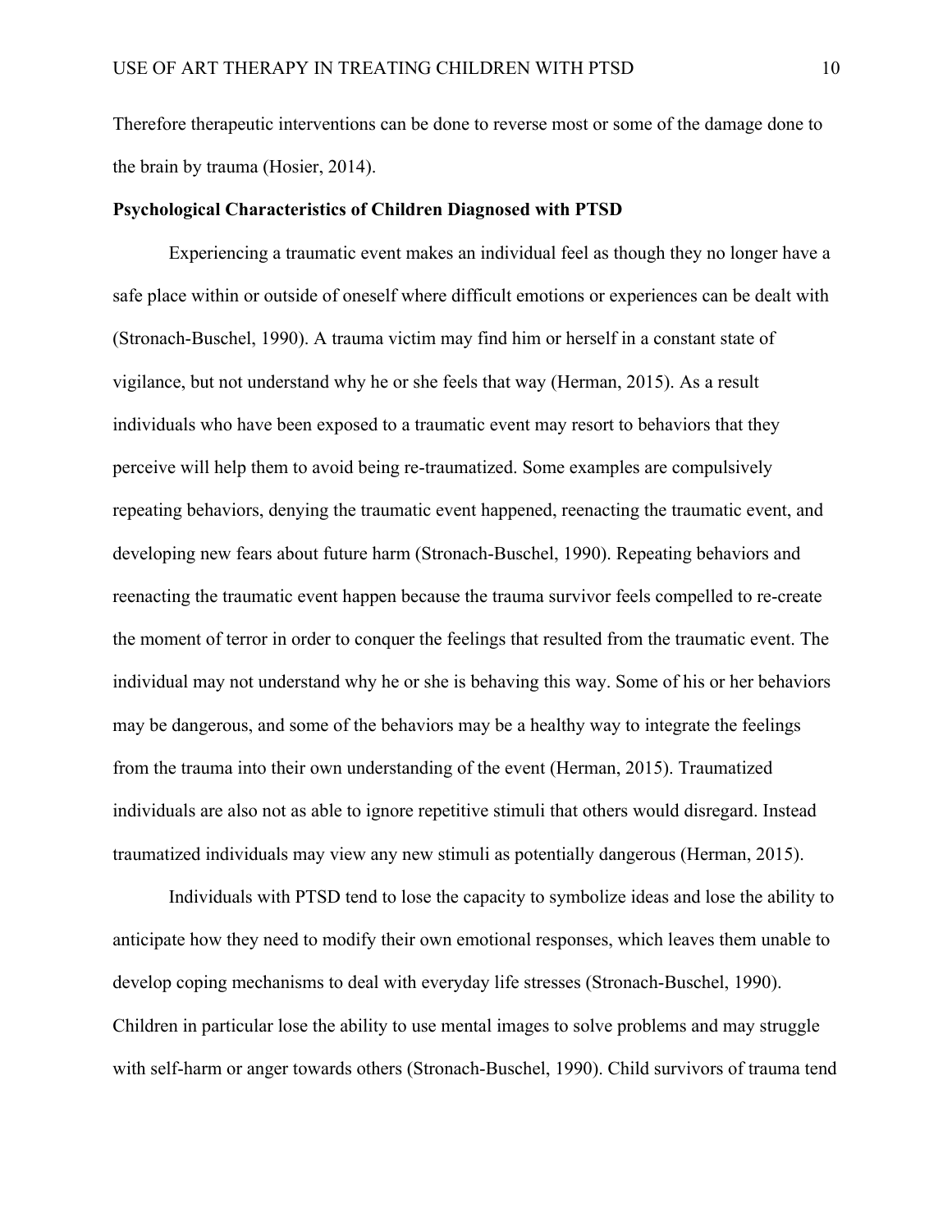Therefore therapeutic interventions can be done to reverse most or some of the damage done to the brain by trauma (Hosier, 2014).

**Psychological Characteristics of Children Diagnosed with PTSD**

Experiencing a traumatic event makes an individual feel as though they no longer have a safe place within or outside of oneself where difficult emotions or experiences can be dealt with (Stronach-Buschel, 1990). A trauma victim may find him or herself in a constant state of vigilance, but not understand why he or she feels that way (Herman, 2015). As a result individuals who have been exposed to a traumatic event may resort to behaviors that they perceive will help them to avoid being re-traumatized. Some examples are compulsively repeating behaviors, denying the traumatic event happened, reenacting the traumatic event, and developing new fears about future harm (Stronach-Buschel, 1990). Repeating behaviors and reenacting the traumatic event happen because the trauma survivor feels compelled to re-create the moment of terror in order to conquer the feelings that resulted from the traumatic event. The individual may not understand why he or she is behaving this way. Some of his or her behaviors may be dangerous, and some of the behaviors may be a healthy way to integrate the feelings from the trauma into their own understanding of the event (Herman, 2015). Traumatized individuals are also not as able to ignore repetitive stimuli that others would disregard. Instead traumatized individuals may view any new stimuli as potentially dangerous (Herman, 2015).

Individuals with PTSD tend to lose the capacity to symbolize ideas and lose the ability to anticipate how they need to modify their own emotional responses, which leaves them unable to develop coping mechanisms to deal with everyday life stresses (Stronach-Buschel, 1990). Children in particular lose the ability to use mental images to solve problems and may struggle with self-harm or anger towards others (Stronach-Buschel, 1990). Child survivors of trauma tend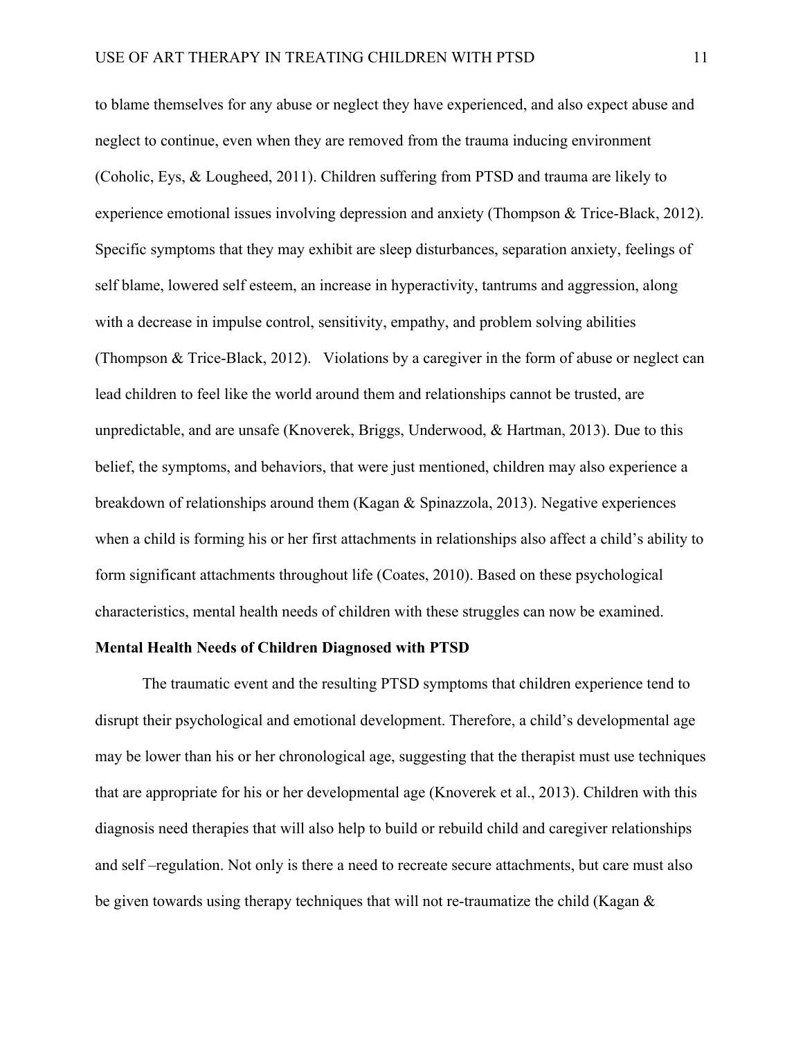to blame themselves for any abuse or neglect they have experienced, and also expect abuse and neglect to continue, even when they are removed from the trauma inducing environment (Coholic, Eys, & Lougheed, 2011). Children suffering from PTSD and trauma are likely to experience emotional issues involving depression and anxiety (Thompson & Trice-Black, 2012). Specific symptoms that they may exhibit are sleep disturbances, separation anxiety, feelings of self blame, lowered self esteem, an increase in hyperactivity, tantrums and aggression, along with a decrease in impulse control, sensitivity, empathy, and problem solving abilities (Thompson & Trice-Black, 2012). Violations by a caregiver in the form of abuse or neglect can lead children to feel like the world around them and relationships cannot be trusted, are unpredictable, and are unsafe (Knoverek, Briggs, Underwood, & Hartman, 2013). Due to this belief, the symptoms, and behaviors, that were just mentioned, children may also experience a breakdown of relationships around them (Kagan & Spinazzola, 2013). Negative experiences when a child is forming his or her first attachments in relationships also affect a child's ability to form significant attachments throughout life (Coates, 2010). Based on these psychological characteristics, mental health needs of children with these struggles can now be examined.

**Mental Health Needs of Children Diagnosed with PTSD**

The traumatic event and the resulting PTSD symptoms that children experience tend to disrupt their psychological and emotional development. Therefore, a child's developmental age may be lower than his or her chronological age, suggesting that the therapist must use techniques that are appropriate for his or her developmental age (Knoverek et al., 2013). Children with this diagnosis need therapies that will also help to build or rebuild child and caregiver relationships and self –regulation. Not only is there a need to recreate secure attachments, but care must also be given towards using therapy techniques that will not re-traumatize the child (Kagan &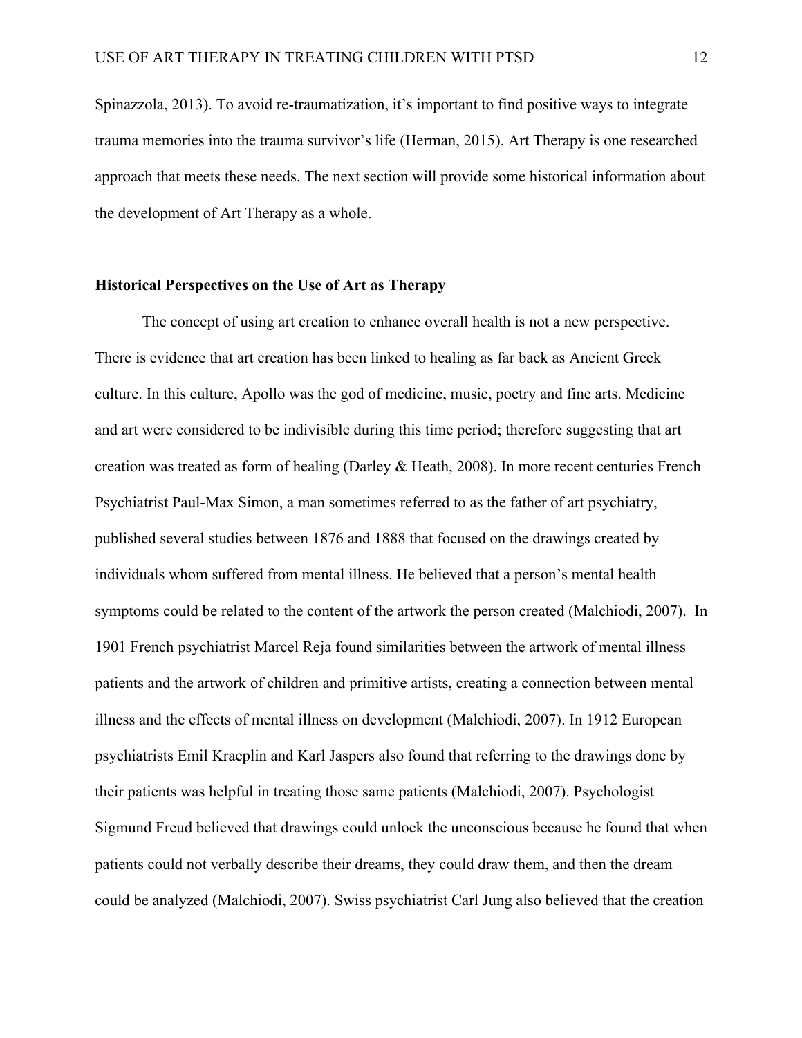Spinazzola, 2013). To avoid re-traumatization, it's important to find positive ways to integrate trauma memories into the trauma survivor's life (Herman, 2015). Art Therapy is one researched approach that meets these needs. The next section will provide some historical information about the development of Art Therapy as a whole.

## Historical Perspectives on the Use of Art as Therapy

The concept of using art creation to enhance overall health is not a new perspective. There is evidence that art creation has been linked to healing as far back as Ancient Greek culture. In this culture, Apollo was the god of medicine, music, poetry and fine arts. Medicine and art were considered to be indivisible during this time period; therefore suggesting that art creation was treated as form of healing (Darley & Heath, 2008). In more recent centuries French Psychiatrist Paul-Max Simon, a man sometimes referred to as the father of art psychiatry, published several studies between 1876 and 1888 that focused on the drawings created by individuals whom suffered from mental illness. He believed that a person's mental health symptoms could be related to the content of the artwork the person created (Malchiodi, 2007). In 1901 French psychiatrist Marcel Reja found similarities between the artwork of mental illness patients and the artwork of children and primitive artists, creating a connection between mental illness and the effects of mental illness on development (Malchiodi, 2007). In 1912 European psychiatrists Emil Kraeplin and Karl Jaspers also found that referring to the drawings done by their patients was helpful in treating those same patients (Malchiodi, 2007). Psychologist Sigmund Freud believed that drawings could unlock the unconscious because he found that when patients could not verbally describe their dreams, they could draw them, and then the dream could be analyzed (Malchiodi, 2007). Swiss psychiatrist Carl Jung also believed that the creation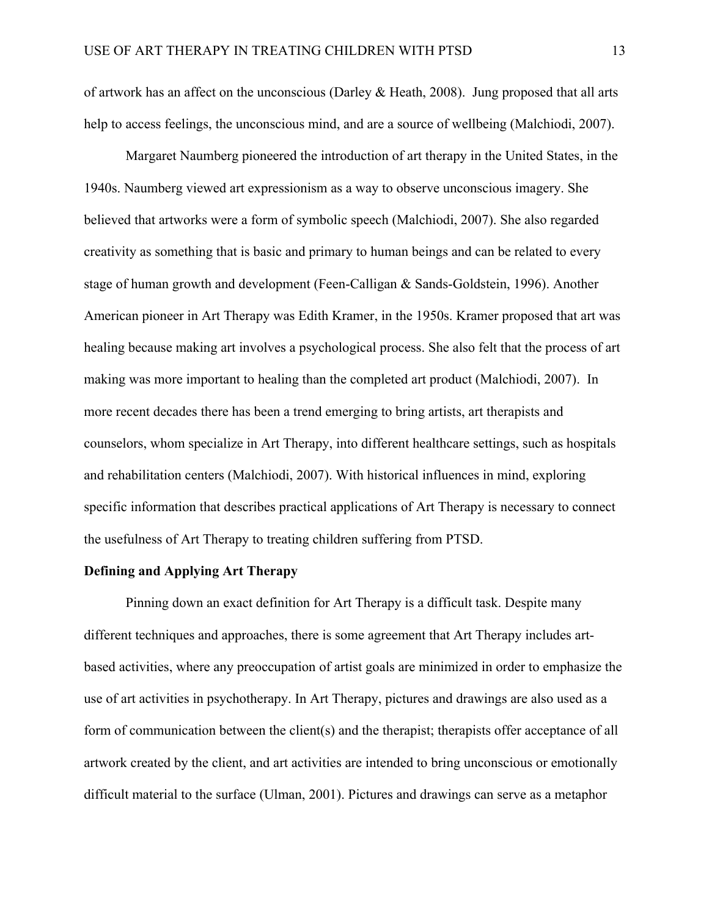of artwork has an affect on the unconscious (Darley & Heath, 2008). Jung proposed that all arts help to access feelings, the unconscious mind, and are a source of wellbeing (Malchiodi, 2007).

Margaret Naumberg pioneered the introduction of art therapy in the United States, in the 1940s. Naumberg viewed art expressionism as a way to observe unconscious imagery. She believed that artworks were a form of symbolic speech (Malchiodi, 2007). She also regarded creativity as something that is basic and primary to human beings and can be related to every stage of human growth and development (Feen-Calligan & Sands-Goldstein, 1996). Another American pioneer in Art Therapy was Edith Kramer, in the 1950s. Kramer proposed that art was healing because making art involves a psychological process. She also felt that the process of art making was more important to healing than the completed art product (Malchiodi, 2007). In more recent decades there has been a trend emerging to bring artists, art therapists and counselors, whom specialize in Art Therapy, into different healthcare settings, such as hospitals and rehabilitation centers (Malchiodi, 2007). With historical influences in mind, exploring specific information that describes practical applications of Art Therapy is necessary to connect the usefulness of Art Therapy to treating children suffering from PTSD.

**Defining and Applying Art Therapy**

Pinning down an exact definition for Art Therapy is a difficult task. Despite many different techniques and approaches, there is some agreement that Art Therapy includes art-based activities, where any preoccupation of artist goals are minimized in order to emphasize the use of art activities in psychotherapy. In Art Therapy, pictures and drawings are also used as a form of communication between the client(s) and the therapist; therapists offer acceptance of all artwork created by the client, and art activities are intended to bring unconscious or emotionally difficult material to the surface (Ulman, 2001). Pictures and drawings can serve as a metaphor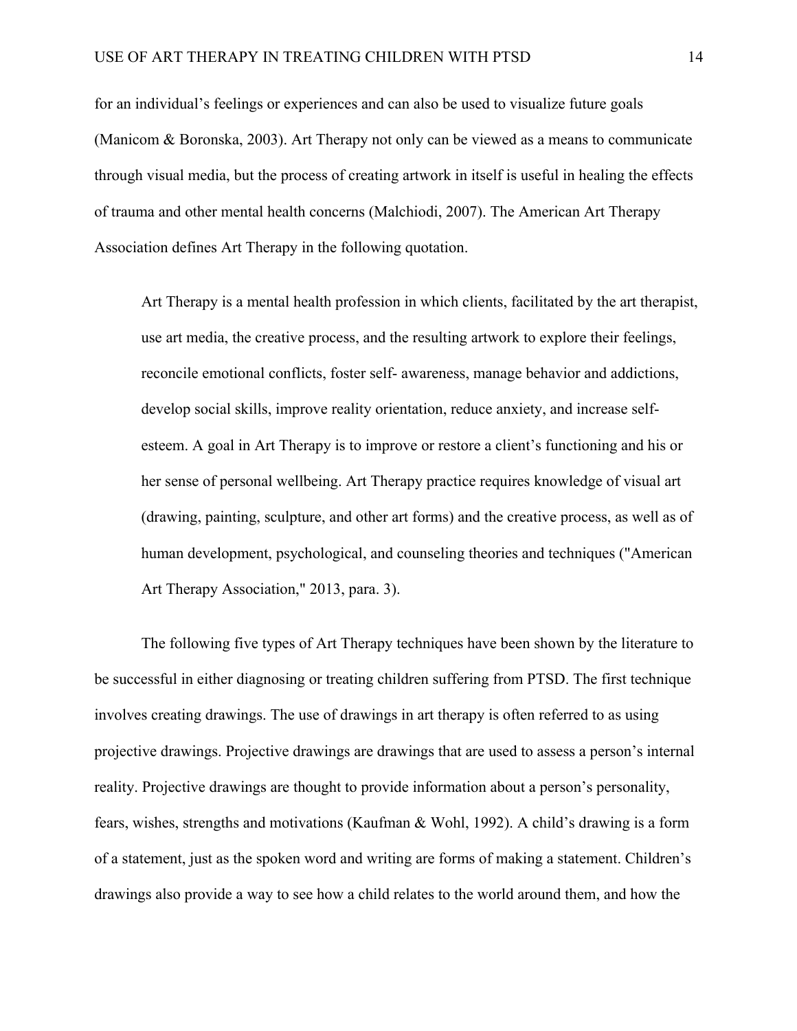for an individual's feelings or experiences and can also be used to visualize future goals (Manicom & Boronska, 2003). Art Therapy not only can be viewed as a means to communicate through visual media, but the process of creating artwork in itself is useful in healing the effects of trauma and other mental health concerns (Malchiodi, 2007). The American Art Therapy Association defines Art Therapy in the following quotation.

> Art Therapy is a mental health profession in which clients, facilitated by the art therapist, use art media, the creative process, and the resulting artwork to explore their feelings, reconcile emotional conflicts, foster self- awareness, manage behavior and addictions, develop social skills, improve reality orientation, reduce anxiety, and increase self-esteem. A goal in Art Therapy is to improve or restore a client's functioning and his or her sense of personal wellbeing. Art Therapy practice requires knowledge of visual art (drawing, painting, sculpture, and other art forms) and the creative process, as well as of human development, psychological, and counseling theories and techniques ("American Art Therapy Association," 2013, para. 3).

The following five types of Art Therapy techniques have been shown by the literature to be successful in either diagnosing or treating children suffering from PTSD. The first technique involves creating drawings. The use of drawings in art therapy is often referred to as using projective drawings. Projective drawings are drawings that are used to assess a person's internal reality. Projective drawings are thought to provide information about a person's personality, fears, wishes, strengths and motivations (Kaufman & Wohl, 1992). A child's drawing is a form of a statement, just as the spoken word and writing are forms of making a statement. Children's drawings also provide a way to see how a child relates to the world around them, and how the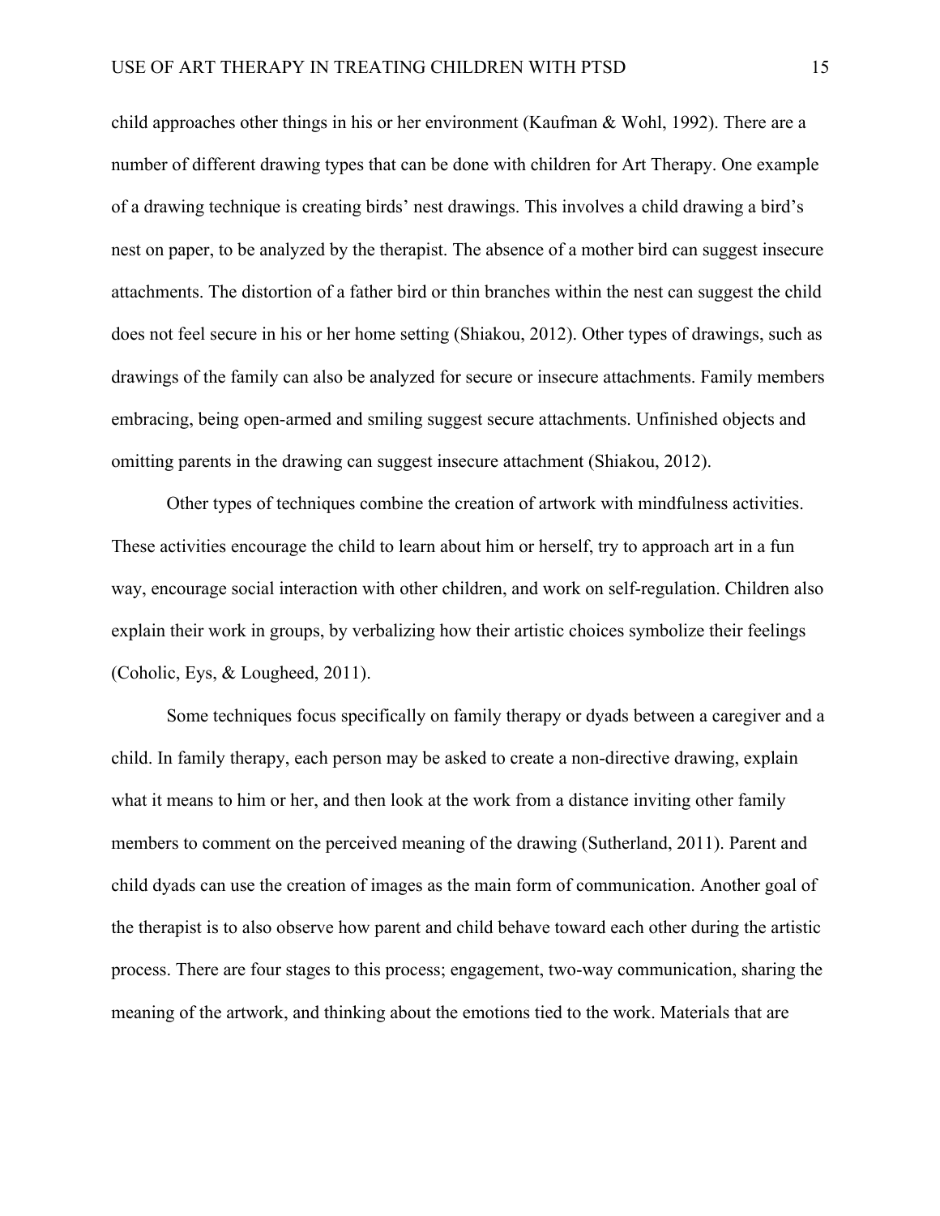child approaches other things in his or her environment (Kaufman & Wohl, 1992). There are a number of different drawing types that can be done with children for Art Therapy. One example of a drawing technique is creating birds' nest drawings. This involves a child drawing a bird's nest on paper, to be analyzed by the therapist. The absence of a mother bird can suggest insecure attachments. The distortion of a father bird or thin branches within the nest can suggest the child does not feel secure in his or her home setting (Shiakou, 2012). Other types of drawings, such as drawings of the family can also be analyzed for secure or insecure attachments. Family members embracing, being open-armed and smiling suggest secure attachments. Unfinished objects and omitting parents in the drawing can suggest insecure attachment (Shiakou, 2012).

Other types of techniques combine the creation of artwork with mindfulness activities. These activities encourage the child to learn about him or herself, try to approach art in a fun way, encourage social interaction with other children, and work on self-regulation. Children also explain their work in groups, by verbalizing how their artistic choices symbolize their feelings (Coholic, Eys, & Lougheed, 2011).

Some techniques focus specifically on family therapy or dyads between a caregiver and a child. In family therapy, each person may be asked to create a non-directive drawing, explain what it means to him or her, and then look at the work from a distance inviting other family members to comment on the perceived meaning of the drawing (Sutherland, 2011). Parent and child dyads can use the creation of images as the main form of communication. Another goal of the therapist is to also observe how parent and child behave toward each other during the artistic process. There are four stages to this process; engagement, two-way communication, sharing the meaning of the artwork, and thinking about the emotions tied to the work. Materials that are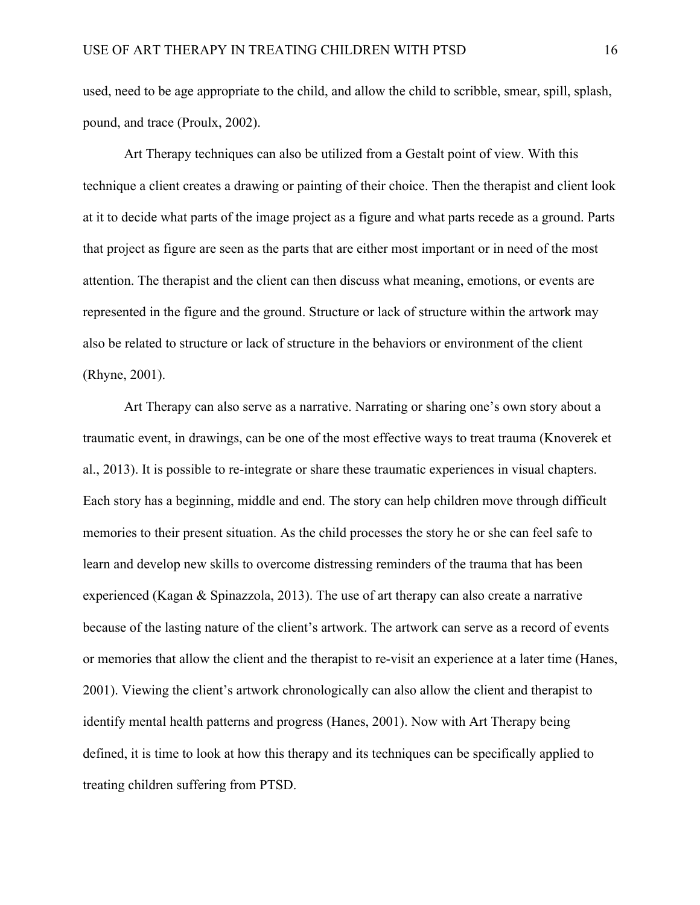used, need to be age appropriate to the child, and allow the child to scribble, smear, spill, splash, pound, and trace (Proulx, 2002).

Art Therapy techniques can also be utilized from a Gestalt point of view. With this technique a client creates a drawing or painting of their choice. Then the therapist and client look at it to decide what parts of the image project as a figure and what parts recede as a ground. Parts that project as figure are seen as the parts that are either most important or in need of the most attention. The therapist and the client can then discuss what meaning, emotions, or events are represented in the figure and the ground. Structure or lack of structure within the artwork may also be related to structure or lack of structure in the behaviors or environment of the client (Rhyne, 2001).

Art Therapy can also serve as a narrative. Narrating or sharing one's own story about a traumatic event, in drawings, can be one of the most effective ways to treat trauma (Knoverek et al., 2013). It is possible to re-integrate or share these traumatic experiences in visual chapters. Each story has a beginning, middle and end. The story can help children move through difficult memories to their present situation. As the child processes the story he or she can feel safe to learn and develop new skills to overcome distressing reminders of the trauma that has been experienced (Kagan & Spinazzola, 2013). The use of art therapy can also create a narrative because of the lasting nature of the client's artwork. The artwork can serve as a record of events or memories that allow the client and the therapist to re-visit an experience at a later time (Hanes, 2001). Viewing the client's artwork chronologically can also allow the client and therapist to identify mental health patterns and progress (Hanes, 2001). Now with Art Therapy being defined, it is time to look at how this therapy and its techniques can be specifically applied to treating children suffering from PTSD.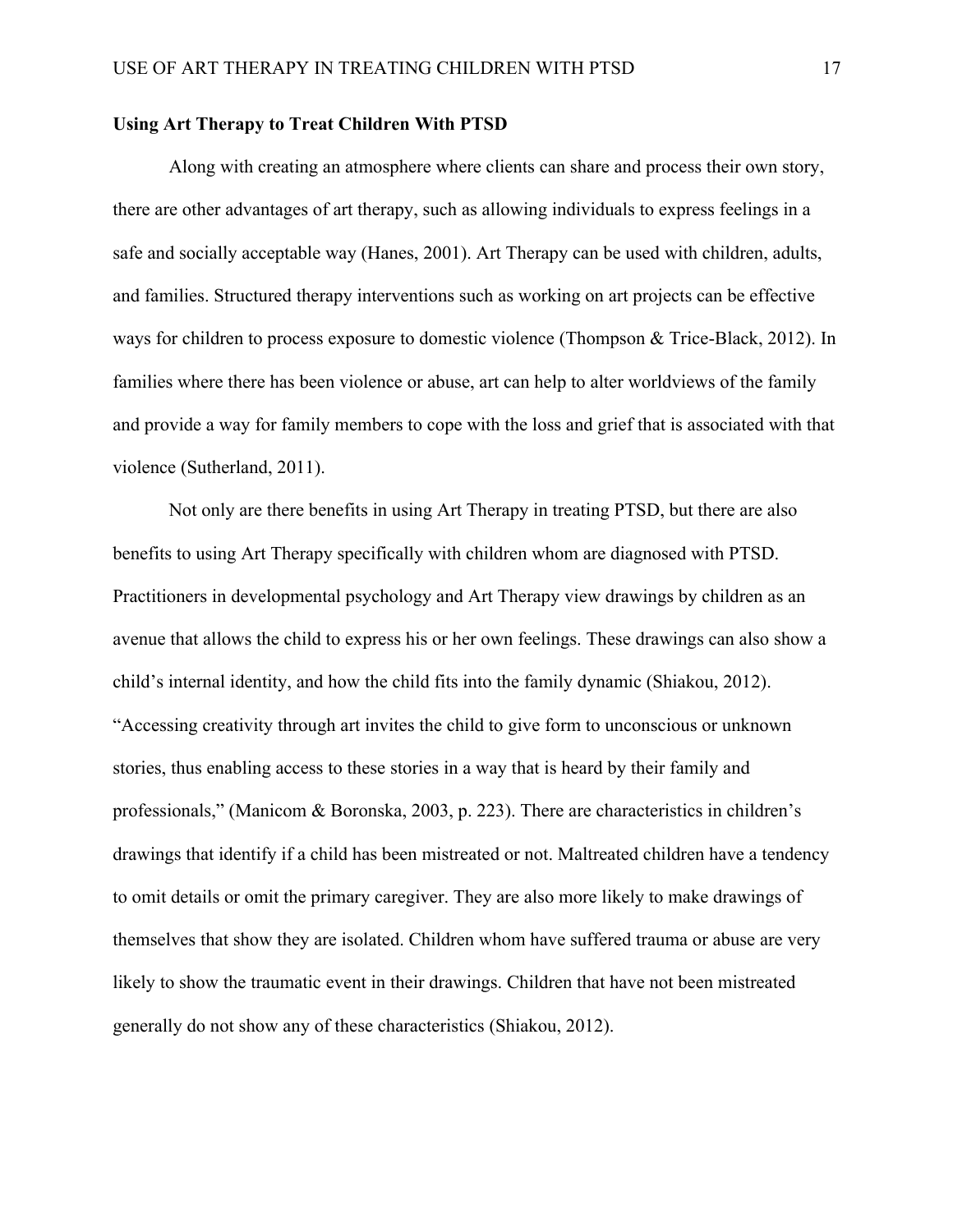**Using Art Therapy to Treat Children With PTSD**

Along with creating an atmosphere where clients can share and process their own story, there are other advantages of art therapy, such as allowing individuals to express feelings in a safe and socially acceptable way (Hanes, 2001). Art Therapy can be used with children, adults, and families. Structured therapy interventions such as working on art projects can be effective ways for children to process exposure to domestic violence (Thompson & Trice-Black, 2012). In families where there has been violence or abuse, art can help to alter worldviews of the family and provide a way for family members to cope with the loss and grief that is associated with that violence (Sutherland, 2011).

Not only are there benefits in using Art Therapy in treating PTSD, but there are also benefits to using Art Therapy specifically with children whom are diagnosed with PTSD. Practitioners in developmental psychology and Art Therapy view drawings by children as an avenue that allows the child to express his or her own feelings. These drawings can also show a child's internal identity, and how the child fits into the family dynamic (Shiakou, 2012). "Accessing creativity through art invites the child to give form to unconscious or unknown stories, thus enabling access to these stories in a way that is heard by their family and professionals," (Manicom & Boronska, 2003, p. 223). There are characteristics in children's drawings that identify if a child has been mistreated or not. Maltreated children have a tendency to omit details or omit the primary caregiver. They are also more likely to make drawings of themselves that show they are isolated. Children whom have suffered trauma or abuse are very likely to show the traumatic event in their drawings. Children that have not been mistreated generally do not show any of these characteristics (Shiakou, 2012).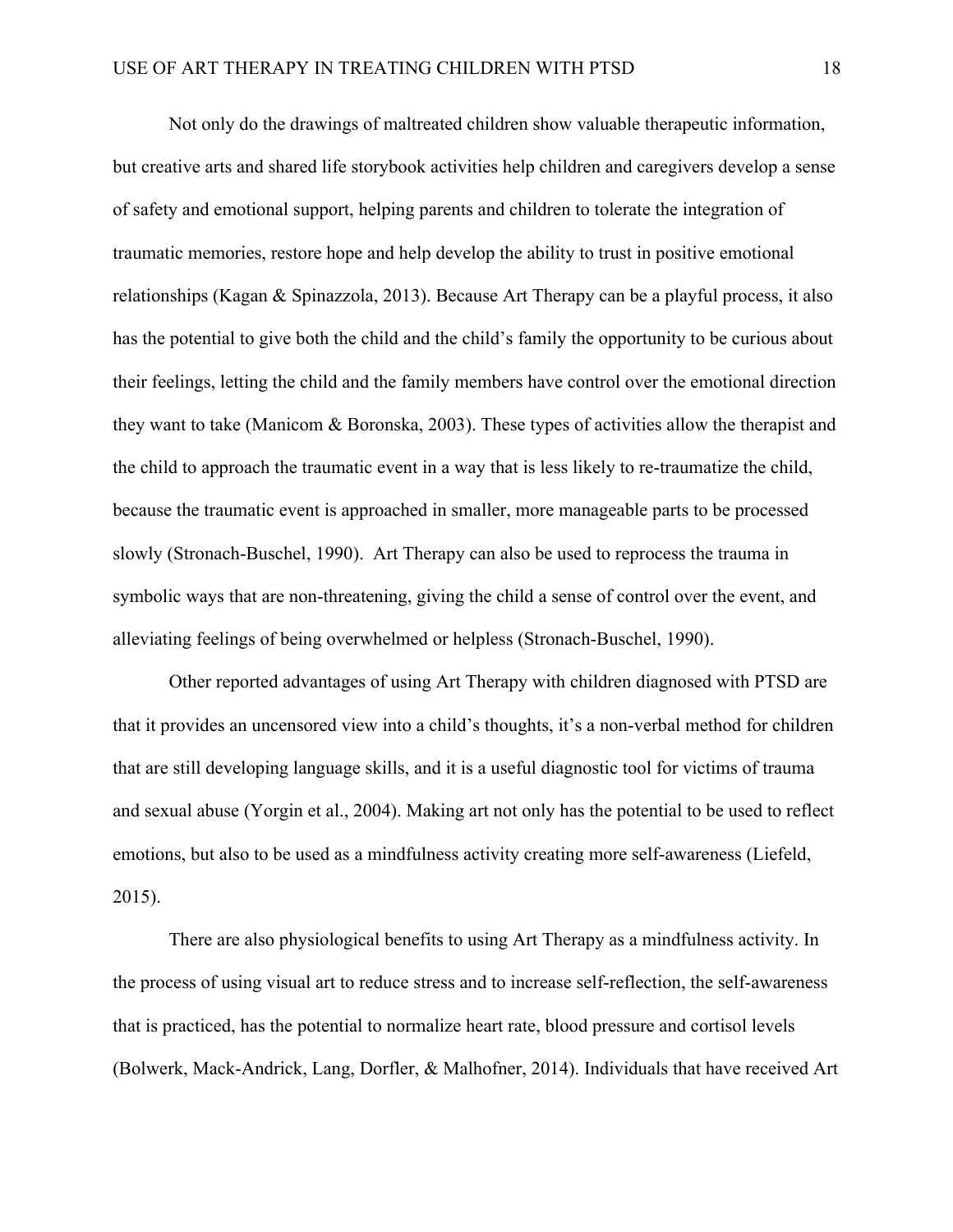Not only do the drawings of maltreated children show valuable therapeutic information, but creative arts and shared life storybook activities help children and caregivers develop a sense of safety and emotional support, helping parents and children to tolerate the integration of traumatic memories, restore hope and help develop the ability to trust in positive emotional relationships (Kagan & Spinazzola, 2013). Because Art Therapy can be a playful process, it also has the potential to give both the child and the child's family the opportunity to be curious about their feelings, letting the child and the family members have control over the emotional direction they want to take (Manicom & Boronska, 2003). These types of activities allow the therapist and the child to approach the traumatic event in a way that is less likely to re-traumatize the child, because the traumatic event is approached in smaller, more manageable parts to be processed slowly (Stronach-Buschel, 1990). Art Therapy can also be used to reprocess the trauma in symbolic ways that are non-threatening, giving the child a sense of control over the event, and alleviating feelings of being overwhelmed or helpless (Stronach-Buschel, 1990).

Other reported advantages of using Art Therapy with children diagnosed with PTSD are that it provides an uncensored view into a child's thoughts, it's a non-verbal method for children that are still developing language skills, and it is a useful diagnostic tool for victims of trauma and sexual abuse (Yorgin et al., 2004). Making art not only has the potential to be used to reflect emotions, but also to be used as a mindfulness activity creating more self-awareness (Liefeld, 2015).

There are also physiological benefits to using Art Therapy as a mindfulness activity. In the process of using visual art to reduce stress and to increase self-reflection, the self-awareness that is practiced, has the potential to normalize heart rate, blood pressure and cortisol levels (Bolwerk, Mack-Andrick, Lang, Dorfler, & Malhofner, 2014). Individuals that have received Art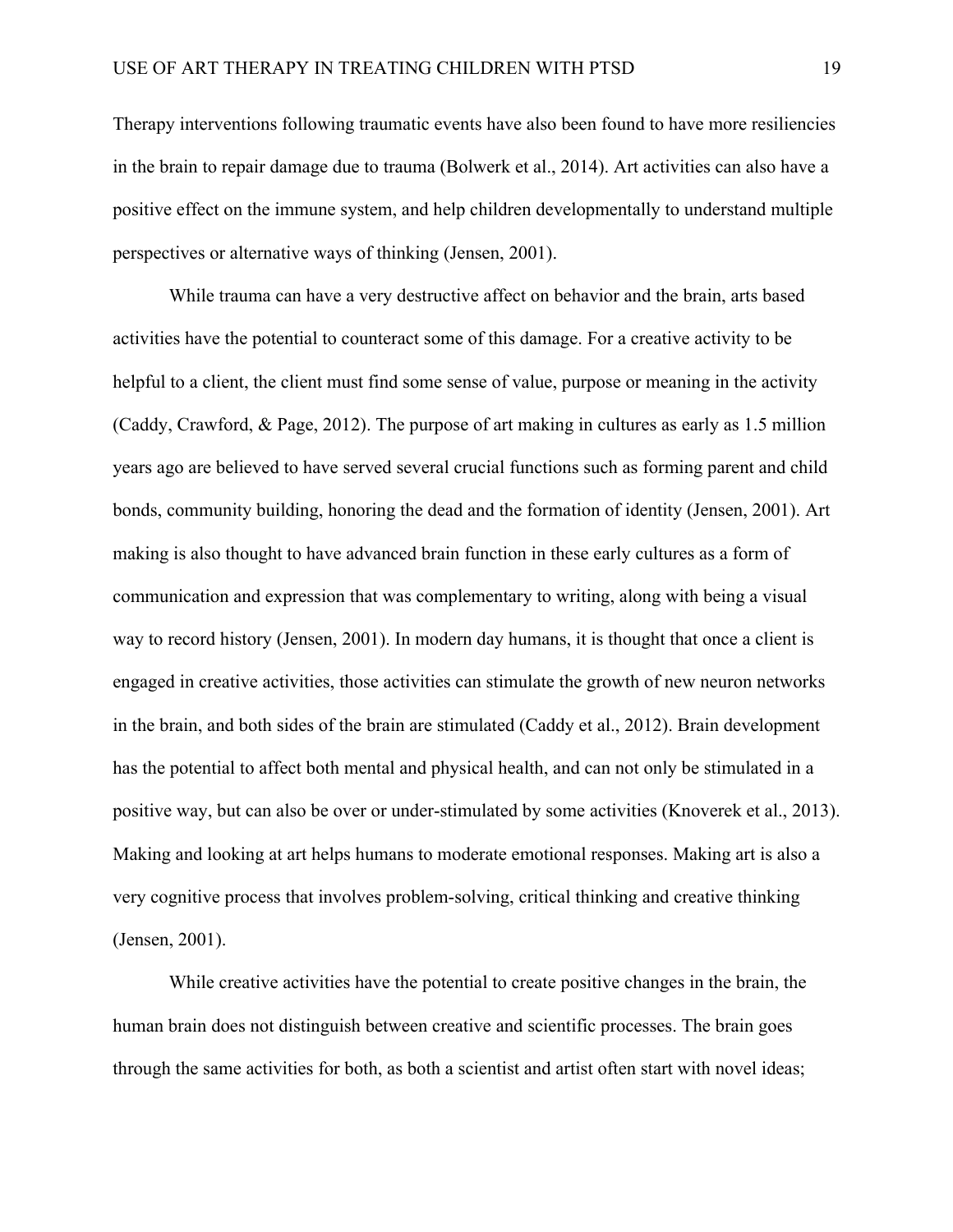Therapy interventions following traumatic events have also been found to have more resiliencies in the brain to repair damage due to trauma (Bolwerk et al., 2014). Art activities can also have a positive effect on the immune system, and help children developmentally to understand multiple perspectives or alternative ways of thinking (Jensen, 2001).

While trauma can have a very destructive affect on behavior and the brain, arts based activities have the potential to counteract some of this damage. For a creative activity to be helpful to a client, the client must find some sense of value, purpose or meaning in the activity (Caddy, Crawford, & Page, 2012). The purpose of art making in cultures as early as 1.5 million years ago are believed to have served several crucial functions such as forming parent and child bonds, community building, honoring the dead and the formation of identity (Jensen, 2001). Art making is also thought to have advanced brain function in these early cultures as a form of communication and expression that was complementary to writing, along with being a visual way to record history (Jensen, 2001). In modern day humans, it is thought that once a client is engaged in creative activities, those activities can stimulate the growth of new neuron networks in the brain, and both sides of the brain are stimulated (Caddy et al., 2012). Brain development has the potential to affect both mental and physical health, and can not only be stimulated in a positive way, but can also be over or under-stimulated by some activities (Knoverek et al., 2013). Making and looking at art helps humans to moderate emotional responses. Making art is also a very cognitive process that involves problem-solving, critical thinking and creative thinking (Jensen, 2001).

While creative activities have the potential to create positive changes in the brain, the human brain does not distinguish between creative and scientific processes. The brain goes through the same activities for both, as both a scientist and artist often start with novel ideas;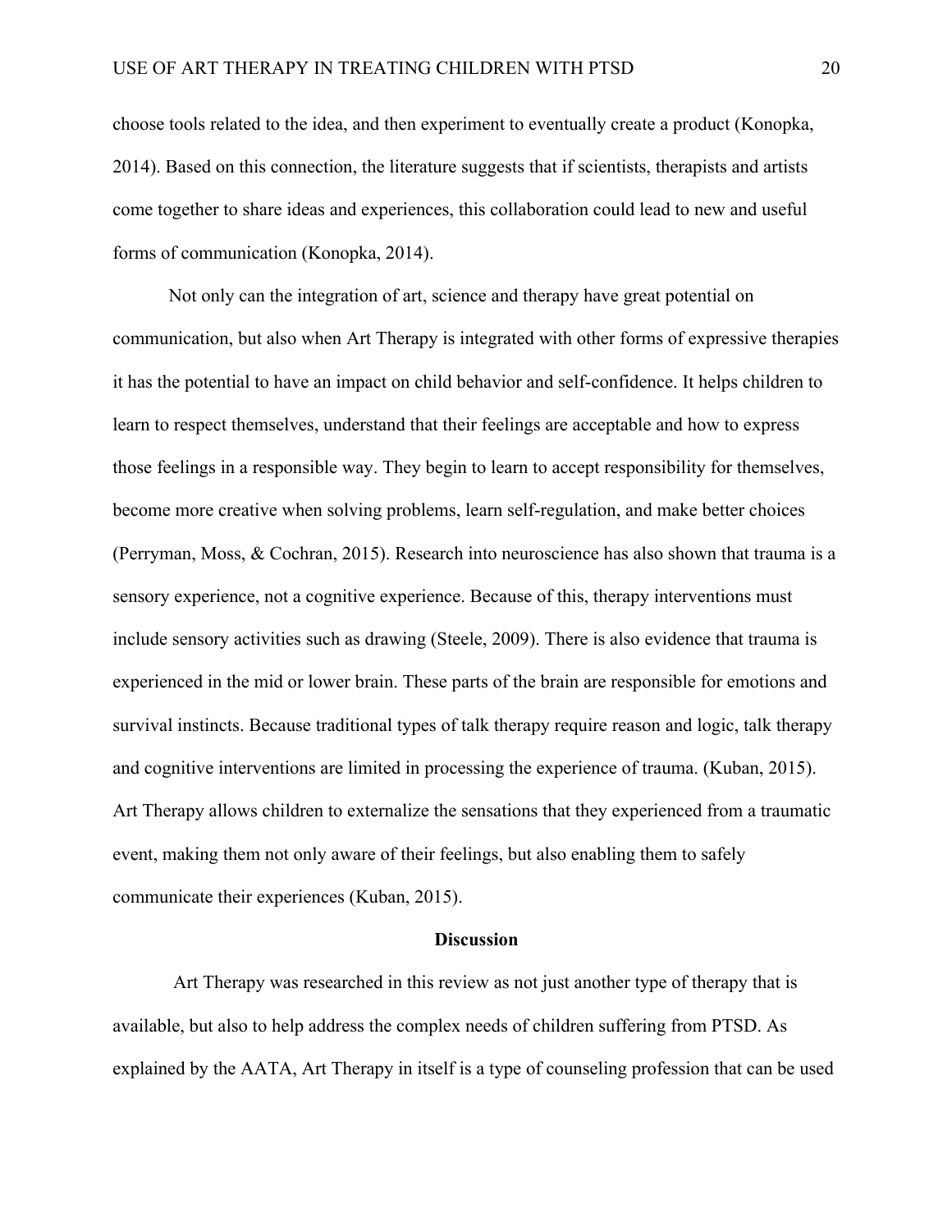choose tools related to the idea, and then experiment to eventually create a product (Konopka, 2014). Based on this connection, the literature suggests that if scientists, therapists and artists come together to share ideas and experiences, this collaboration could lead to new and useful forms of communication (Konopka, 2014).

Not only can the integration of art, science and therapy have great potential on communication, but also when Art Therapy is integrated with other forms of expressive therapies it has the potential to have an impact on child behavior and self-confidence. It helps children to learn to respect themselves, understand that their feelings are acceptable and how to express those feelings in a responsible way. They begin to learn to accept responsibility for themselves, become more creative when solving problems, learn self-regulation, and make better choices (Perryman, Moss, & Cochran, 2015). Research into neuroscience has also shown that trauma is a sensory experience, not a cognitive experience. Because of this, therapy interventions must include sensory activities such as drawing (Steele, 2009). There is also evidence that trauma is experienced in the mid or lower brain. These parts of the brain are responsible for emotions and survival instincts. Because traditional types of talk therapy require reason and logic, talk therapy and cognitive interventions are limited in processing the experience of trauma. (Kuban, 2015). Art Therapy allows children to externalize the sensations that they experienced from a traumatic event, making them not only aware of their feelings, but also enabling them to safely communicate their experiences (Kuban, 2015).

## Discussion

Art Therapy was researched in this review as not just another type of therapy that is available, but also to help address the complex needs of children suffering from PTSD. As explained by the AATA, Art Therapy in itself is a type of counseling profession that can be used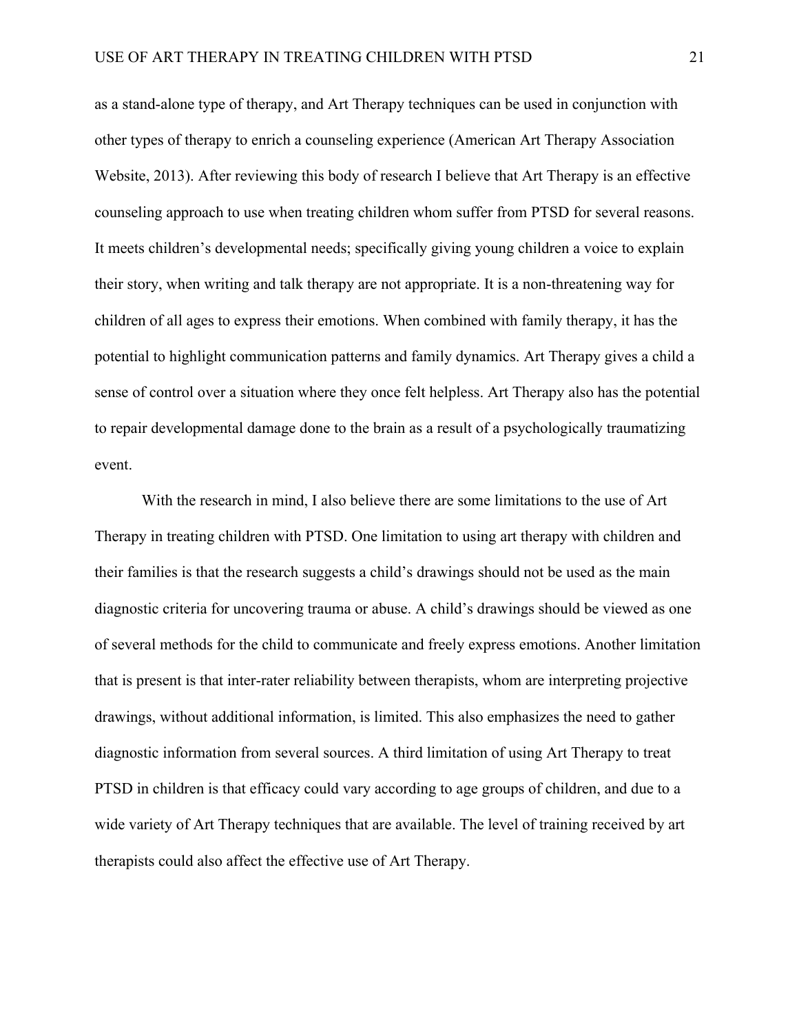as a stand-alone type of therapy, and Art Therapy techniques can be used in conjunction with other types of therapy to enrich a counseling experience (American Art Therapy Association Website, 2013). After reviewing this body of research I believe that Art Therapy is an effective counseling approach to use when treating children whom suffer from PTSD for several reasons. It meets children's developmental needs; specifically giving young children a voice to explain their story, when writing and talk therapy are not appropriate. It is a non-threatening way for children of all ages to express their emotions. When combined with family therapy, it has the potential to highlight communication patterns and family dynamics. Art Therapy gives a child a sense of control over a situation where they once felt helpless. Art Therapy also has the potential to repair developmental damage done to the brain as a result of a psychologically traumatizing event.

With the research in mind, I also believe there are some limitations to the use of Art Therapy in treating children with PTSD. One limitation to using art therapy with children and their families is that the research suggests a child's drawings should not be used as the main diagnostic criteria for uncovering trauma or abuse. A child's drawings should be viewed as one of several methods for the child to communicate and freely express emotions. Another limitation that is present is that inter-rater reliability between therapists, whom are interpreting projective drawings, without additional information, is limited. This also emphasizes the need to gather diagnostic information from several sources. A third limitation of using Art Therapy to treat PTSD in children is that efficacy could vary according to age groups of children, and due to a wide variety of Art Therapy techniques that are available. The level of training received by art therapists could also affect the effective use of Art Therapy.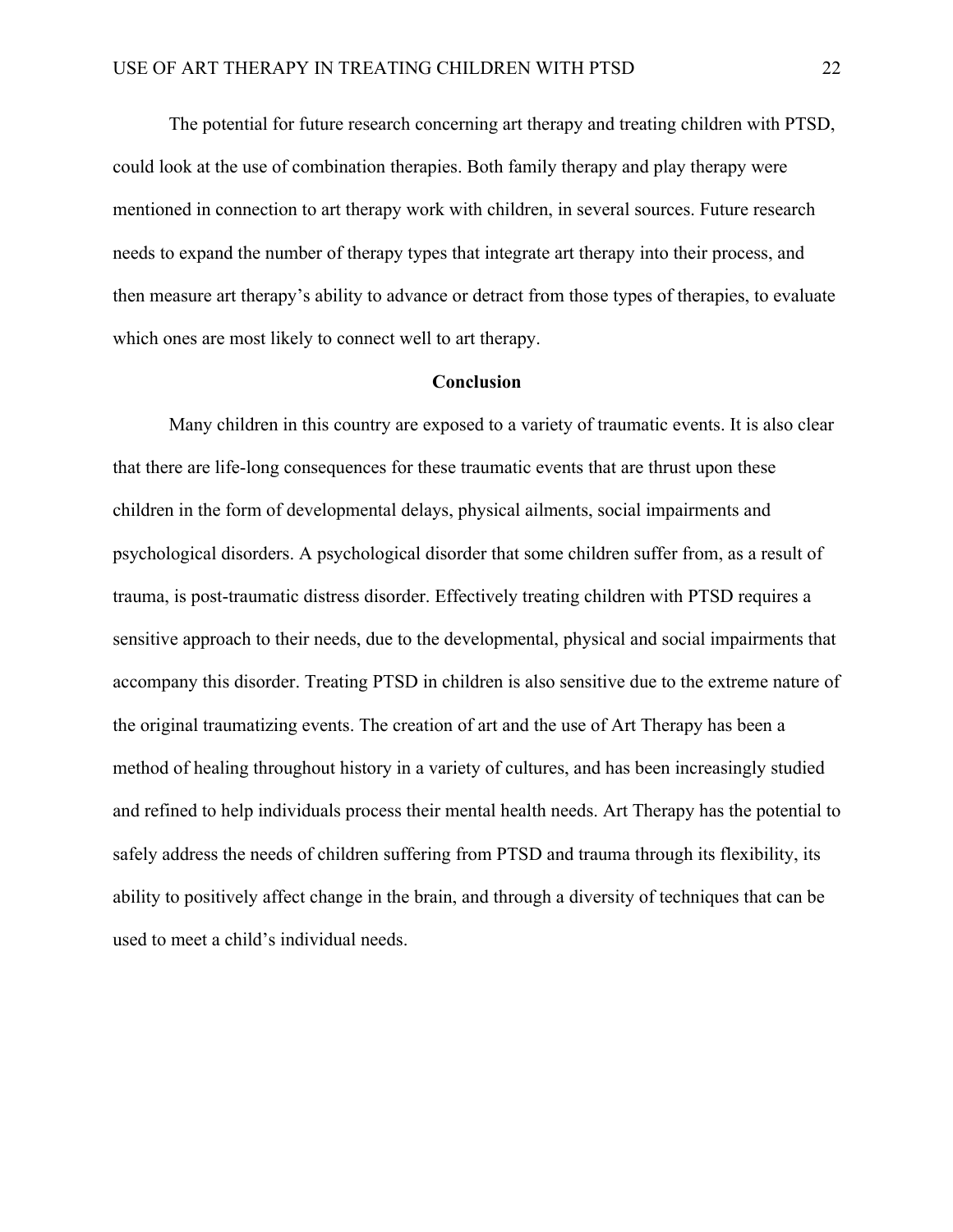The potential for future research concerning art therapy and treating children with PTSD, could look at the use of combination therapies. Both family therapy and play therapy were mentioned in connection to art therapy work with children, in several sources. Future research needs to expand the number of therapy types that integrate art therapy into their process, and then measure art therapy's ability to advance or detract from those types of therapies, to evaluate which ones are most likely to connect well to art therapy.

## Conclusion

Many children in this country are exposed to a variety of traumatic events. It is also clear that there are life-long consequences for these traumatic events that are thrust upon these children in the form of developmental delays, physical ailments, social impairments and psychological disorders. A psychological disorder that some children suffer from, as a result of trauma, is post-traumatic distress disorder. Effectively treating children with PTSD requires a sensitive approach to their needs, due to the developmental, physical and social impairments that accompany this disorder. Treating PTSD in children is also sensitive due to the extreme nature of the original traumatizing events. The creation of art and the use of Art Therapy has been a method of healing throughout history in a variety of cultures, and has been increasingly studied and refined to help individuals process their mental health needs. Art Therapy has the potential to safely address the needs of children suffering from PTSD and trauma through its flexibility, its ability to positively affect change in the brain, and through a diversity of techniques that can be used to meet a child's individual needs.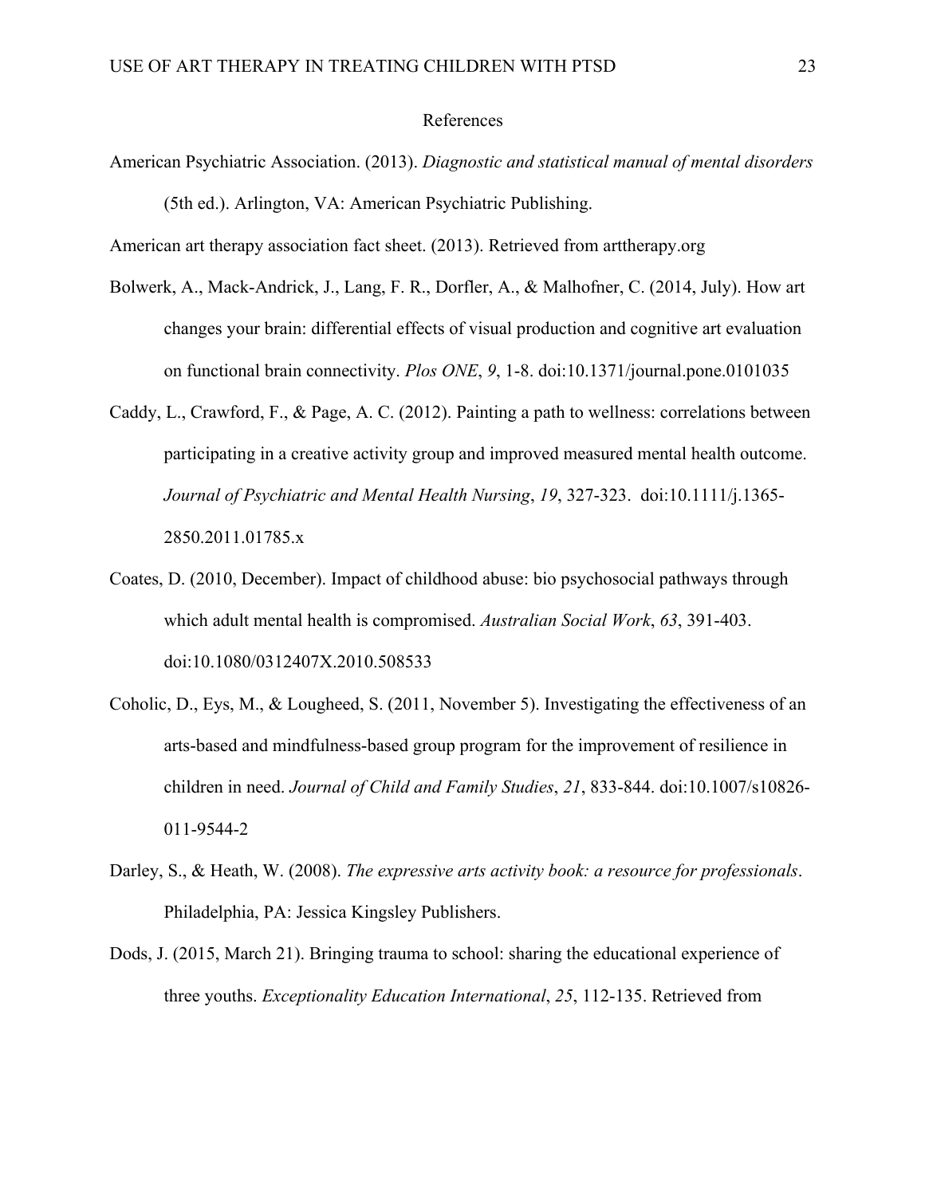# References

American Psychiatric Association. (2013). *Diagnostic and statistical manual of mental disorders* (5th ed.). Arlington, VA: American Psychiatric Publishing.

American art therapy association fact sheet. (2013). Retrieved from arttherapy.org

Bolwerk, A., Mack-Andrick, J., Lang, F. R., Dorfler, A., & Malhofner, C. (2014, July). How art changes your brain: differential effects of visual production and cognitive art evaluation on functional brain connectivity. *Plos ONE*, *9*, 1-8. doi:10.1371/journal.pone.0101035

Caddy, L., Crawford, F., & Page, A. C. (2012). Painting a path to wellness: correlations between participating in a creative activity group and improved measured mental health outcome. *Journal of Psychiatric and Mental Health Nursing*, *19*, 327-323. doi:10.1111/j.1365-2850.2011.01785.x

Coates, D. (2010, December). Impact of childhood abuse: bio psychosocial pathways through which adult mental health is compromised. *Australian Social Work*, *63*, 391-403. doi:10.1080/0312407X.2010.508533

Coholic, D., Eys, M., & Lougheed, S. (2011, November 5). Investigating the effectiveness of an arts-based and mindfulness-based group program for the improvement of resilience in children in need. *Journal of Child and Family Studies*, *21*, 833-844. doi:10.1007/s10826-011-9544-2

Darley, S., & Heath, W. (2008). *The expressive arts activity book: a resource for professionals*. Philadelphia, PA: Jessica Kingsley Publishers.

Dods, J. (2015, March 21). Bringing trauma to school: sharing the educational experience of three youths. *Exceptionality Education International*, *25*, 112-135. Retrieved from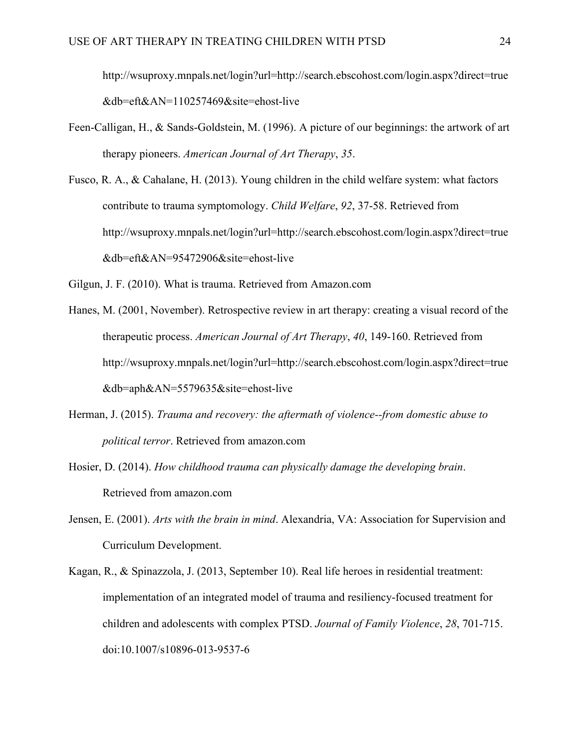http://wsuproxy.mnpals.net/login?url=http://search.ebscohost.com/login.aspx?direct=true&db=eft&AN=110257469&site=ehost-live

Feen-Calligan, H., & Sands-Goldstein, M. (1996). A picture of our beginnings: the artwork of art therapy pioneers. *American Journal of Art Therapy*, *35*.

Fusco, R. A., & Cahalane, H. (2013). Young children in the child welfare system: what factors contribute to trauma symptomology. *Child Welfare*, *92*, 37-58. Retrieved from http://wsuproxy.mnpals.net/login?url=http://search.ebscohost.com/login.aspx?direct=true&db=eft&AN=95472906&site=ehost-live

Gilgun, J. F. (2010). What is trauma. Retrieved from Amazon.com

Hanes, M. (2001, November). Retrospective review in art therapy: creating a visual record of the therapeutic process. *American Journal of Art Therapy*, *40*, 149-160. Retrieved from http://wsuproxy.mnpals.net/login?url=http://search.ebscohost.com/login.aspx?direct=true&db=aph&AN=5579635&site=ehost-live

Herman, J. (2015). *Trauma and recovery: the aftermath of violence--from domestic abuse to political terror*. Retrieved from amazon.com

Hosier, D. (2014). *How childhood trauma can physically damage the developing brain*. Retrieved from amazon.com

Jensen, E. (2001). *Arts with the brain in mind*. Alexandria, VA: Association for Supervision and Curriculum Development.

Kagan, R., & Spinazzola, J. (2013, September 10). Real life heroes in residential treatment: implementation of an integrated model of trauma and resiliency-focused treatment for children and adolescents with complex PTSD. *Journal of Family Violence*, *28*, 701-715. doi:10.1007/s10896-013-9537-6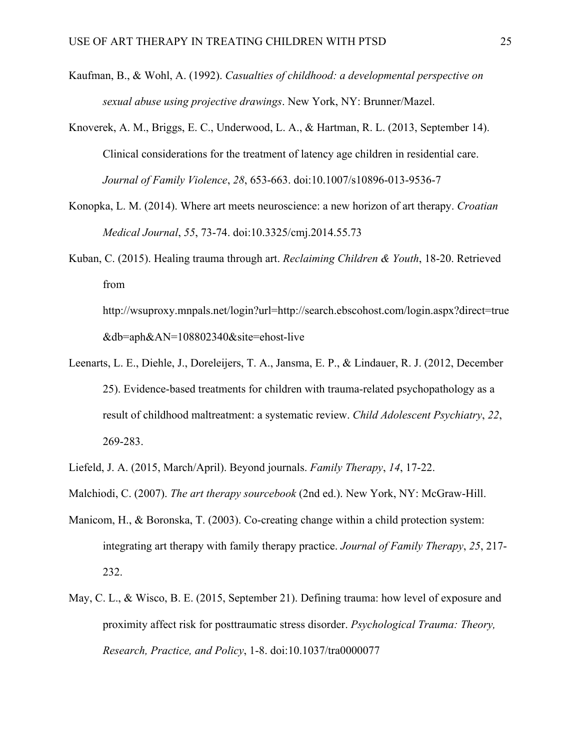Kaufman, B., & Wohl, A. (1992). *Casualties of childhood: a developmental perspective on sexual abuse using projective drawings*. New York, NY: Brunner/Mazel.

Knoverek, A. M., Briggs, E. C., Underwood, L. A., & Hartman, R. L. (2013, September 14). Clinical considerations for the treatment of latency age children in residential care. *Journal of Family Violence*, *28*, 653-663. doi:10.1007/s10896-013-9536-7

Konopka, L. M. (2014). Where art meets neuroscience: a new horizon of art therapy. *Croatian Medical Journal*, *55*, 73-74. doi:10.3325/cmj.2014.55.73

Kuban, C. (2015). Healing trauma through art. *Reclaiming Children & Youth*, 18-20. Retrieved from http://wsuproxy.mnpals.net/login?url=http://search.ebscohost.com/login.aspx?direct=true&db=aph&AN=108802340&site=ehost-live

Leenarts, L. E., Diehle, J., Doreleijers, T. A., Jansma, E. P., & Lindauer, R. J. (2012, December 25). Evidence-based treatments for children with trauma-related psychopathology as a result of childhood maltreatment: a systematic review. *Child Adolescent Psychiatry*, *22*, 269-283.

Liefeld, J. A. (2015, March/April). Beyond journals. *Family Therapy*, *14*, 17-22.

Malchiodi, C. (2007). *The art therapy sourcebook* (2nd ed.). New York, NY: McGraw-Hill.

Manicom, H., & Boronska, T. (2003). Co-creating change within a child protection system: integrating art therapy with family therapy practice. *Journal of Family Therapy*, *25*, 217-232.

May, C. L., & Wisco, B. E. (2015, September 21). Defining trauma: how level of exposure and proximity affect risk for posttraumatic stress disorder. *Psychological Trauma: Theory, Research, Practice, and Policy*, 1-8. doi:10.1037/tra0000077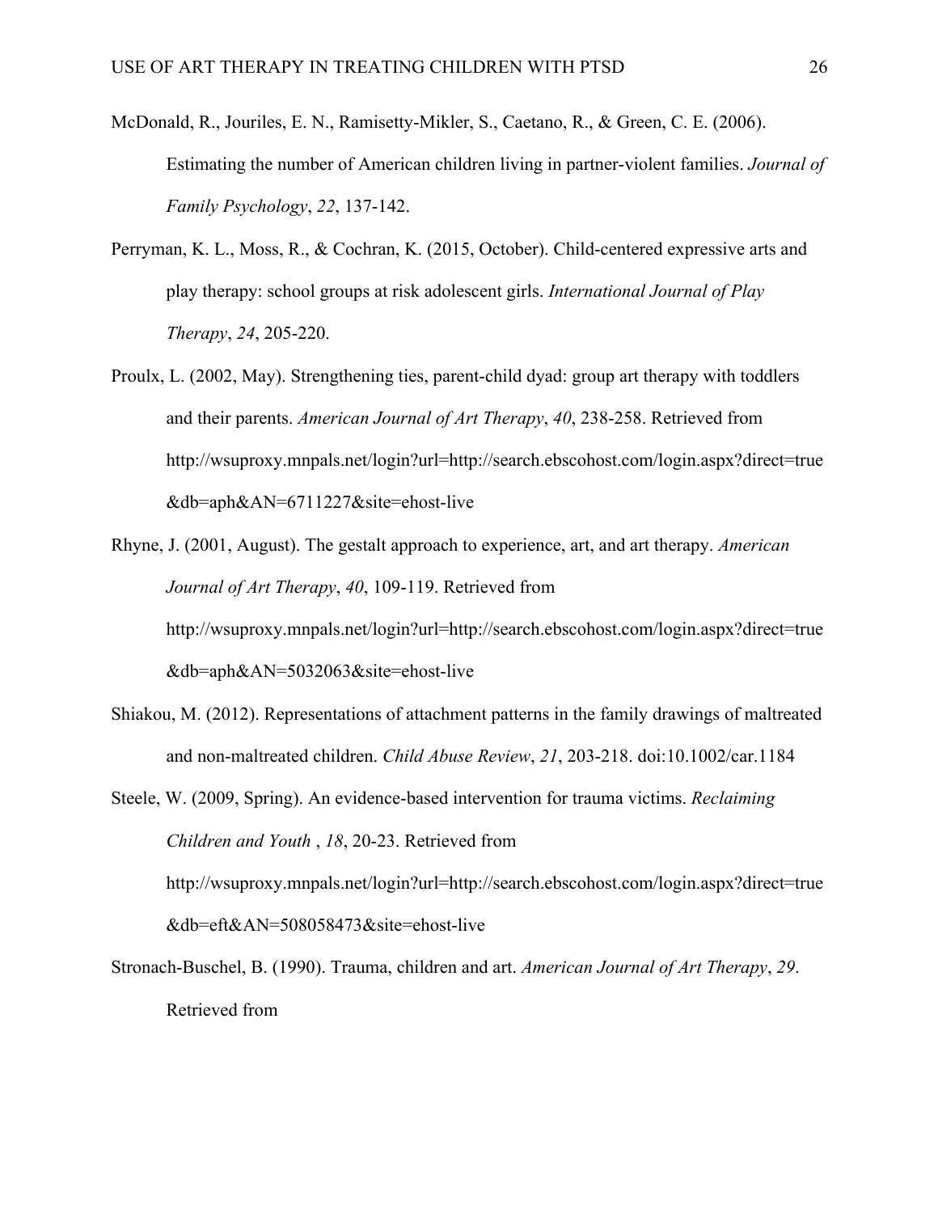McDonald, R., Jouriles, E. N., Ramisetty-Mikler, S., Caetano, R., & Green, C. E. (2006). Estimating the number of American children living in partner-violent families. *Journal of Family Psychology*, *22*, 137-142.

Perryman, K. L., Moss, R., & Cochran, K. (2015, October). Child-centered expressive arts and play therapy: school groups at risk adolescent girls. *International Journal of Play Therapy*, *24*, 205-220.

Proulx, L. (2002, May). Strengthening ties, parent-child dyad: group art therapy with toddlers and their parents. *American Journal of Art Therapy*, *40*, 238-258. Retrieved from http://wsuproxy.mnpals.net/login?url=http://search.ebscohost.com/login.aspx?direct=true&db=aph&AN=6711227&site=ehost-live

Rhyne, J. (2001, August). The gestalt approach to experience, art, and art therapy. *American Journal of Art Therapy*, *40*, 109-119. Retrieved from http://wsuproxy.mnpals.net/login?url=http://search.ebscohost.com/login.aspx?direct=true&db=aph&AN=5032063&site=ehost-live

Shiakou, M. (2012). Representations of attachment patterns in the family drawings of maltreated and non-maltreated children. *Child Abuse Review*, *21*, 203-218. doi:10.1002/car.1184

Steele, W. (2009, Spring). An evidence-based intervention for trauma victims. *Reclaiming Children and Youth* , *18*, 20-23. Retrieved from http://wsuproxy.mnpals.net/login?url=http://search.ebscohost.com/login.aspx?direct=true&db=eft&AN=508058473&site=ehost-live

Stronach-Buschel, B. (1990). Trauma, children and art. *American Journal of Art Therapy*, *29*. Retrieved from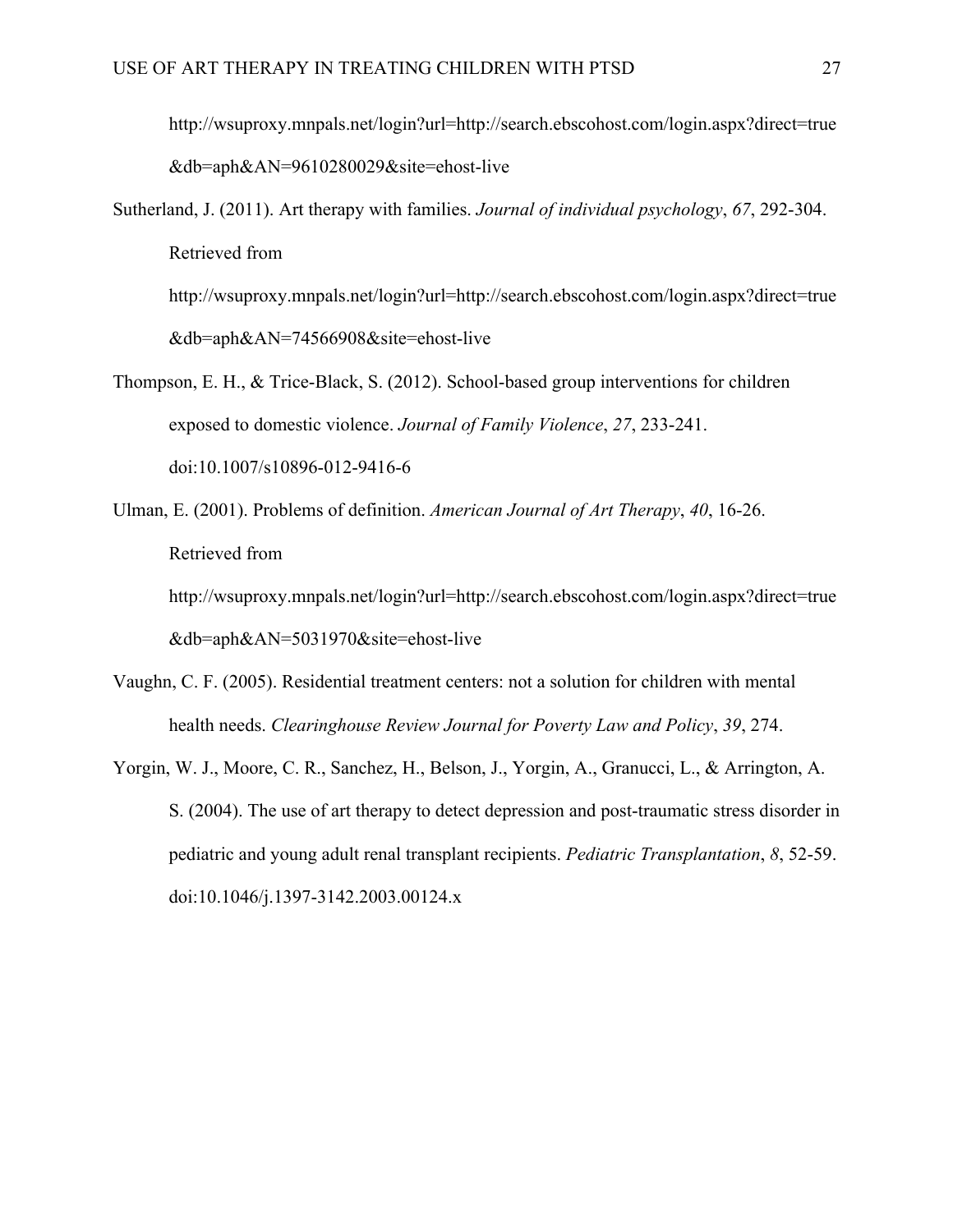http://wsuproxy.mnpals.net/login?url=http://search.ebscohost.com/login.aspx?direct=true&db=aph&AN=9610280029&site=ehost-live

Sutherland, J. (2011). Art therapy with families. *Journal of individual psychology*, *67*, 292-304. Retrieved from http://wsuproxy.mnpals.net/login?url=http://search.ebscohost.com/login.aspx?direct=true&db=aph&AN=74566908&site=ehost-live

Thompson, E. H., & Trice-Black, S. (2012). School-based group interventions for children exposed to domestic violence. *Journal of Family Violence*, *27*, 233-241. doi:10.1007/s10896-012-9416-6

Ulman, E. (2001). Problems of definition. *American Journal of Art Therapy*, *40*, 16-26. Retrieved from http://wsuproxy.mnpals.net/login?url=http://search.ebscohost.com/login.aspx?direct=true&db=aph&AN=5031970&site=ehost-live

Vaughn, C. F. (2005). Residential treatment centers: not a solution for children with mental health needs. *Clearinghouse Review Journal for Poverty Law and Policy*, *39*, 274.

Yorgin, W. J., Moore, C. R., Sanchez, H., Belson, J., Yorgin, A., Granucci, L., & Arrington, A. S. (2004). The use of art therapy to detect depression and post-traumatic stress disorder in pediatric and young adult renal transplant recipients. *Pediatric Transplantation*, *8*, 52-59. doi:10.1046/j.1397-3142.2003.00124.x